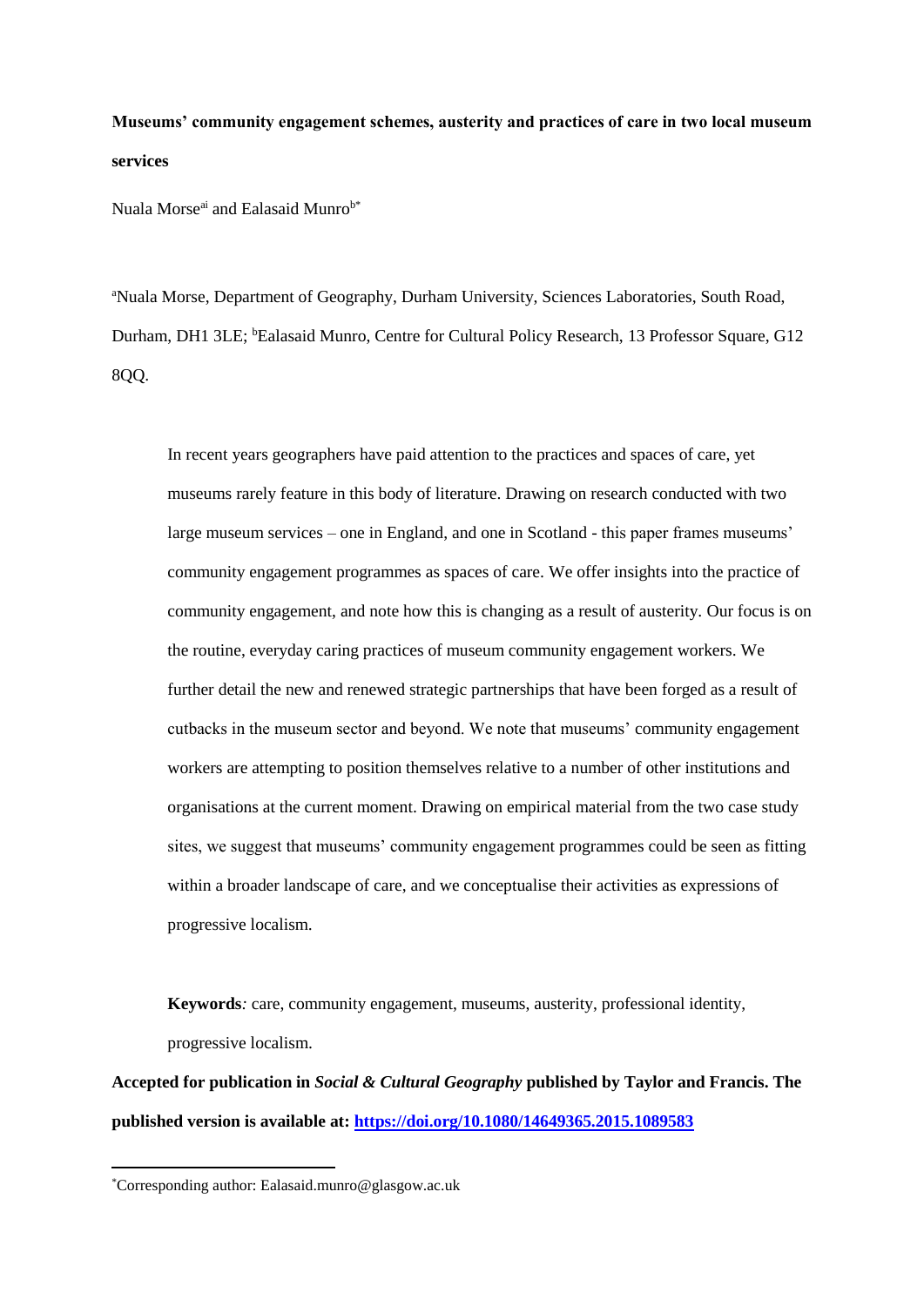**Museums' community engagement schemes, austerity and practices of care in two local museum services**

Nuala Morse[ai] and Ealasaid Munro[b*]

[a]Nuala Morse, Department of Geography, Durham University, Sciences Laboratories, South Road, Durham, DH1 3LE; [b]Ealasaid Munro, Centre for Cultural Policy Research, 13 Professor Square, G12 8QQ.

> In recent years geographers have paid attention to the practices and spaces of care, yet museums rarely feature in this body of literature. Drawing on research conducted with two large museum services – one in England, and one in Scotland - this paper frames museums' community engagement programmes as spaces of care. We offer insights into the practice of community engagement, and note how this is changing as a result of austerity. Our focus is on the routine, everyday caring practices of museum community engagement workers. We further detail the new and renewed strategic partnerships that have been forged as a result of cutbacks in the museum sector and beyond. We note that museums' community engagement workers are attempting to position themselves relative to a number of other institutions and organisations at the current moment. Drawing on empirical material from the two case study sites, we suggest that museums' community engagement programmes could be seen as fitting within a broader landscape of care, and we conceptualise their activities as expressions of progressive localism.
>
> **Keywords***:* care, community engagement, museums, austerity, professional identity, progressive localism.

**Accepted for publication in *Social & Cultural Geography* published by Taylor and Francis. The published version is available at: https://doi.org/10.1080/14649365.2015.1089583**

[*]Corresponding author: Ealasaid.munro@glasgow.ac.uk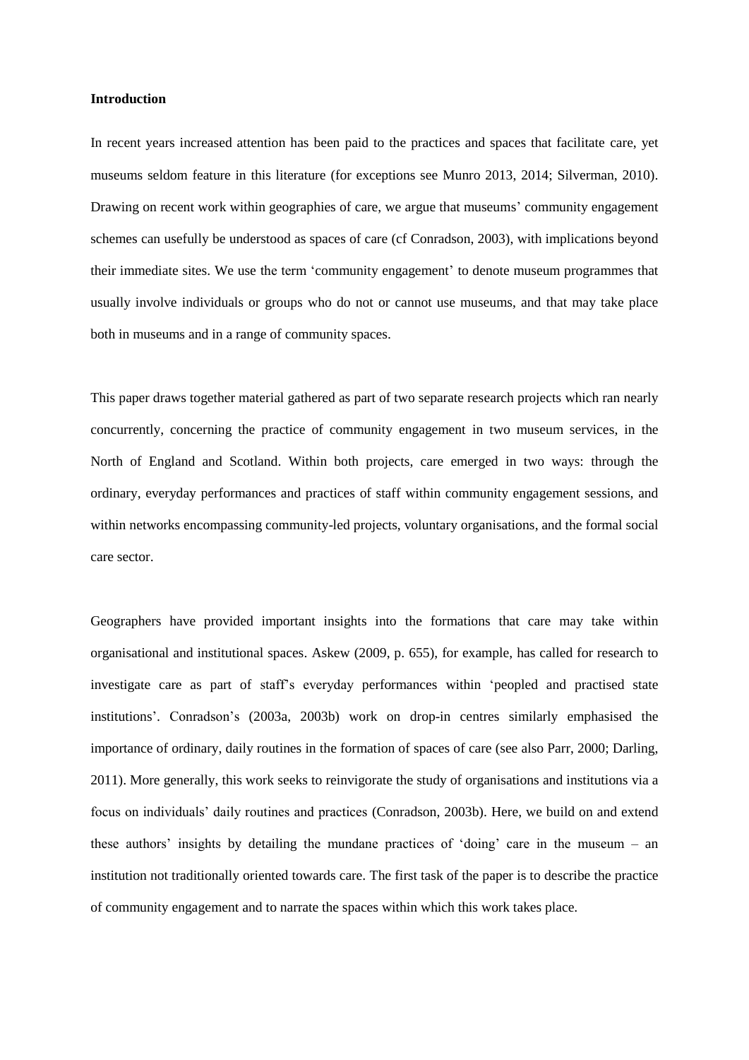**Introduction**

In recent years increased attention has been paid to the practices and spaces that facilitate care, yet museums seldom feature in this literature (for exceptions see Munro 2013, 2014; Silverman, 2010). Drawing on recent work within geographies of care, we argue that museums' community engagement schemes can usefully be understood as spaces of care (cf Conradson, 2003), with implications beyond their immediate sites. We use the term 'community engagement' to denote museum programmes that usually involve individuals or groups who do not or cannot use museums, and that may take place both in museums and in a range of community spaces.

This paper draws together material gathered as part of two separate research projects which ran nearly concurrently, concerning the practice of community engagement in two museum services, in the North of England and Scotland. Within both projects, care emerged in two ways: through the ordinary, everyday performances and practices of staff within community engagement sessions, and within networks encompassing community-led projects, voluntary organisations, and the formal social care sector.

Geographers have provided important insights into the formations that care may take within organisational and institutional spaces. Askew (2009, p. 655), for example, has called for research to investigate care as part of staff's everyday performances within 'peopled and practised state institutions'. Conradson's (2003a, 2003b) work on drop-in centres similarly emphasised the importance of ordinary, daily routines in the formation of spaces of care (see also Parr, 2000; Darling, 2011). More generally, this work seeks to reinvigorate the study of organisations and institutions via a focus on individuals' daily routines and practices (Conradson, 2003b). Here, we build on and extend these authors' insights by detailing the mundane practices of 'doing' care in the museum – an institution not traditionally oriented towards care. The first task of the paper is to describe the practice of community engagement and to narrate the spaces within which this work takes place.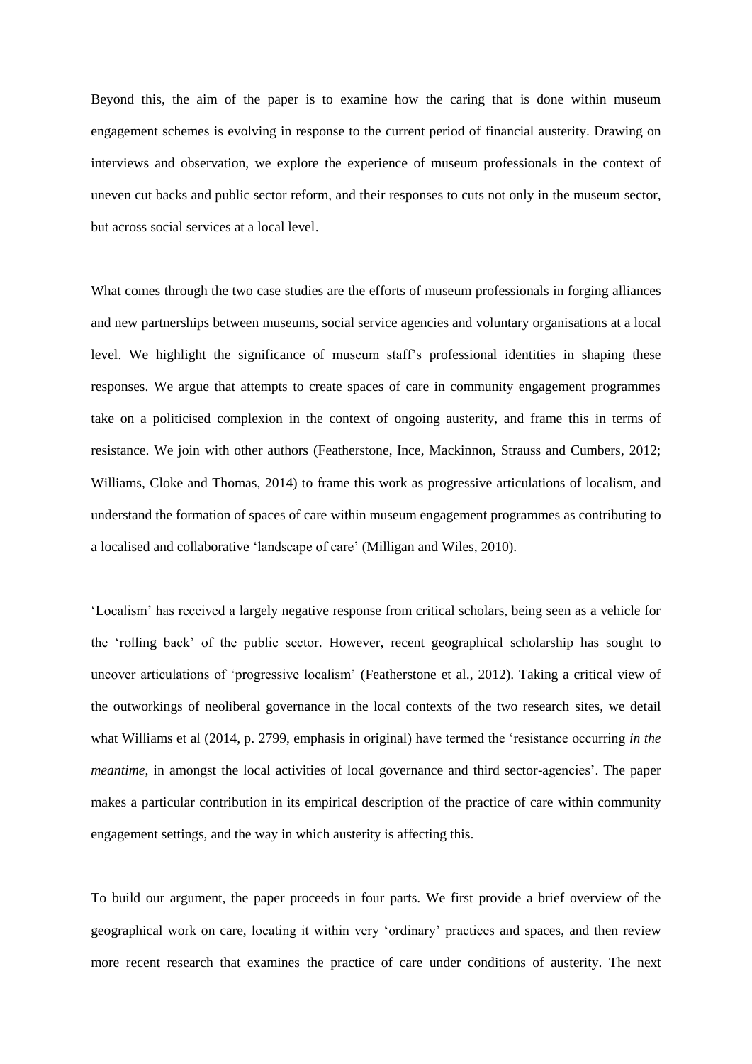Beyond this, the aim of the paper is to examine how the caring that is done within museum engagement schemes is evolving in response to the current period of financial austerity. Drawing on interviews and observation, we explore the experience of museum professionals in the context of uneven cut backs and public sector reform, and their responses to cuts not only in the museum sector, but across social services at a local level.

What comes through the two case studies are the efforts of museum professionals in forging alliances and new partnerships between museums, social service agencies and voluntary organisations at a local level. We highlight the significance of museum staff's professional identities in shaping these responses. We argue that attempts to create spaces of care in community engagement programmes take on a politicised complexion in the context of ongoing austerity, and frame this in terms of resistance. We join with other authors (Featherstone, Ince, Mackinnon, Strauss and Cumbers, 2012; Williams, Cloke and Thomas, 2014) to frame this work as progressive articulations of localism, and understand the formation of spaces of care within museum engagement programmes as contributing to a localised and collaborative 'landscape of care' (Milligan and Wiles, 2010).

'Localism' has received a largely negative response from critical scholars, being seen as a vehicle for the 'rolling back' of the public sector. However, recent geographical scholarship has sought to uncover articulations of 'progressive localism' (Featherstone et al., 2012). Taking a critical view of the outworkings of neoliberal governance in the local contexts of the two research sites, we detail what Williams et al (2014, p. 2799, emphasis in original) have termed the 'resistance occurring *in the meantime*, in amongst the local activities of local governance and third sector-agencies'. The paper makes a particular contribution in its empirical description of the practice of care within community engagement settings, and the way in which austerity is affecting this.

To build our argument, the paper proceeds in four parts. We first provide a brief overview of the geographical work on care, locating it within very 'ordinary' practices and spaces, and then review more recent research that examines the practice of care under conditions of austerity. The next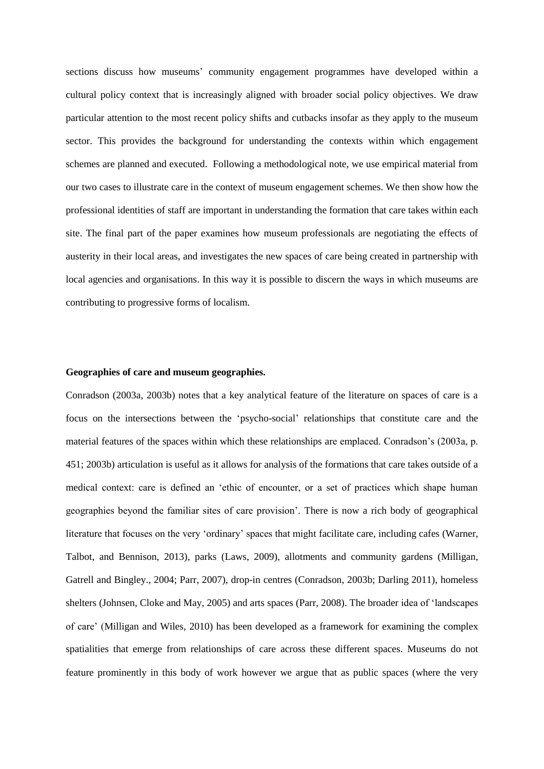sections discuss how museums' community engagement programmes have developed within a cultural policy context that is increasingly aligned with broader social policy objectives. We draw particular attention to the most recent policy shifts and cutbacks insofar as they apply to the museum sector. This provides the background for understanding the contexts within which engagement schemes are planned and executed. Following a methodological note, we use empirical material from our two cases to illustrate care in the context of museum engagement schemes. We then show how the professional identities of staff are important in understanding the formation that care takes within each site. The final part of the paper examines how museum professionals are negotiating the effects of austerity in their local areas, and investigates the new spaces of care being created in partnership with local agencies and organisations. In this way it is possible to discern the ways in which museums are contributing to progressive forms of localism.

**Geographies of care and museum geographies.**

Conradson (2003a, 2003b) notes that a key analytical feature of the literature on spaces of care is a focus on the intersections between the 'psycho-social' relationships that constitute care and the material features of the spaces within which these relationships are emplaced. Conradson's (2003a, p. 451; 2003b) articulation is useful as it allows for analysis of the formations that care takes outside of a medical context: care is defined an 'ethic of encounter, or a set of practices which shape human geographies beyond the familiar sites of care provision'. There is now a rich body of geographical literature that focuses on the very 'ordinary' spaces that might facilitate care, including cafes (Warner, Talbot, and Bennison, 2013), parks (Laws, 2009), allotments and community gardens (Milligan, Gatrell and Bingley., 2004; Parr, 2007), drop-in centres (Conradson, 2003b; Darling 2011), homeless shelters (Johnsen, Cloke and May, 2005) and arts spaces (Parr, 2008). The broader idea of 'landscapes of care' (Milligan and Wiles, 2010) has been developed as a framework for examining the complex spatialities that emerge from relationships of care across these different spaces. Museums do not feature prominently in this body of work however we argue that as public spaces (where the very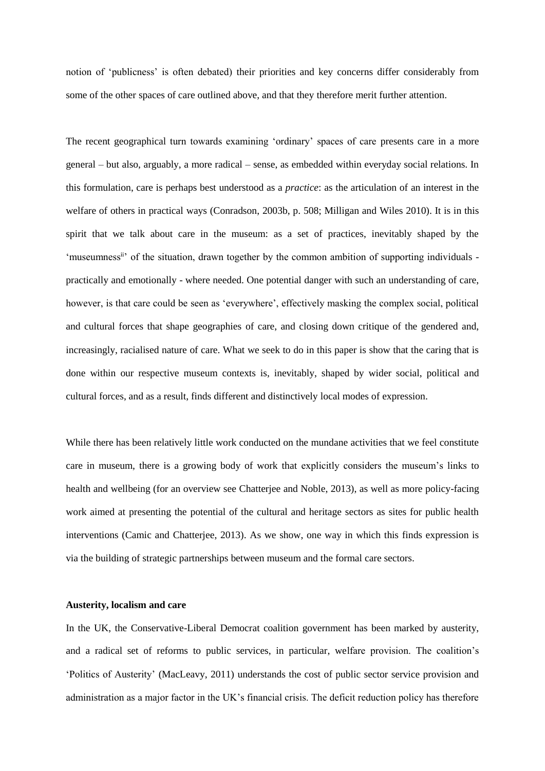notion of 'publicness' is often debated) their priorities and key concerns differ considerably from some of the other spaces of care outlined above, and that they therefore merit further attention.

The recent geographical turn towards examining 'ordinary' spaces of care presents care in a more general – but also, arguably, a more radical – sense, as embedded within everyday social relations. In this formulation, care is perhaps best understood as a *practice*: as the articulation of an interest in the welfare of others in practical ways (Conradson, 2003b, p. 508; Milligan and Wiles 2010). It is in this spirit that we talk about care in the museum: as a set of practices, inevitably shaped by the 'museumness[ii]' of the situation, drawn together by the common ambition of supporting individuals - practically and emotionally - where needed. One potential danger with such an understanding of care, however, is that care could be seen as 'everywhere', effectively masking the complex social, political and cultural forces that shape geographies of care, and closing down critique of the gendered and, increasingly, racialised nature of care. What we seek to do in this paper is show that the caring that is done within our respective museum contexts is, inevitably, shaped by wider social, political and cultural forces, and as a result, finds different and distinctively local modes of expression.

While there has been relatively little work conducted on the mundane activities that we feel constitute care in museum, there is a growing body of work that explicitly considers the museum's links to health and wellbeing (for an overview see Chatterjee and Noble, 2013), as well as more policy-facing work aimed at presenting the potential of the cultural and heritage sectors as sites for public health interventions (Camic and Chatterjee, 2013). As we show, one way in which this finds expression is via the building of strategic partnerships between museum and the formal care sectors.

**Austerity, localism and care**

In the UK, the Conservative-Liberal Democrat coalition government has been marked by austerity, and a radical set of reforms to public services, in particular, welfare provision. The coalition's 'Politics of Austerity' (MacLeavy, 2011) understands the cost of public sector service provision and administration as a major factor in the UK's financial crisis. The deficit reduction policy has therefore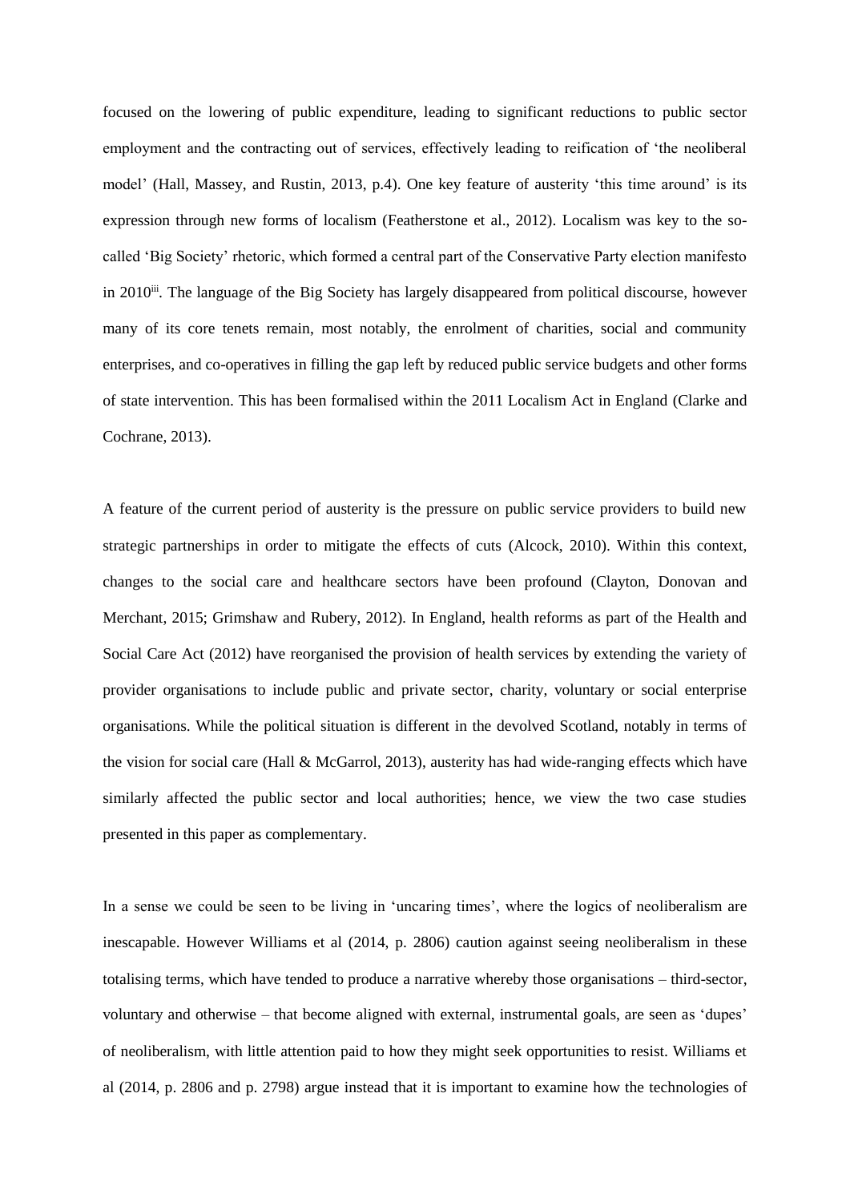focused on the lowering of public expenditure, leading to significant reductions to public sector employment and the contracting out of services, effectively leading to reification of 'the neoliberal model' (Hall, Massey, and Rustin, 2013, p.4). One key feature of austerity 'this time around' is its expression through new forms of localism (Featherstone et al., 2012). Localism was key to the so-called 'Big Society' rhetoric, which formed a central part of the Conservative Party election manifesto in 2010[iii]. The language of the Big Society has largely disappeared from political discourse, however many of its core tenets remain, most notably, the enrolment of charities, social and community enterprises, and co-operatives in filling the gap left by reduced public service budgets and other forms of state intervention. This has been formalised within the 2011 Localism Act in England (Clarke and Cochrane, 2013).

A feature of the current period of austerity is the pressure on public service providers to build new strategic partnerships in order to mitigate the effects of cuts (Alcock, 2010). Within this context, changes to the social care and healthcare sectors have been profound (Clayton, Donovan and Merchant, 2015; Grimshaw and Rubery, 2012). In England, health reforms as part of the Health and Social Care Act (2012) have reorganised the provision of health services by extending the variety of provider organisations to include public and private sector, charity, voluntary or social enterprise organisations. While the political situation is different in the devolved Scotland, notably in terms of the vision for social care (Hall & McGarrol, 2013), austerity has had wide-ranging effects which have similarly affected the public sector and local authorities; hence, we view the two case studies presented in this paper as complementary.

In a sense we could be seen to be living in 'uncaring times', where the logics of neoliberalism are inescapable. However Williams et al (2014, p. 2806) caution against seeing neoliberalism in these totalising terms, which have tended to produce a narrative whereby those organisations – third-sector, voluntary and otherwise – that become aligned with external, instrumental goals, are seen as 'dupes' of neoliberalism, with little attention paid to how they might seek opportunities to resist. Williams et al (2014, p. 2806 and p. 2798) argue instead that it is important to examine how the technologies of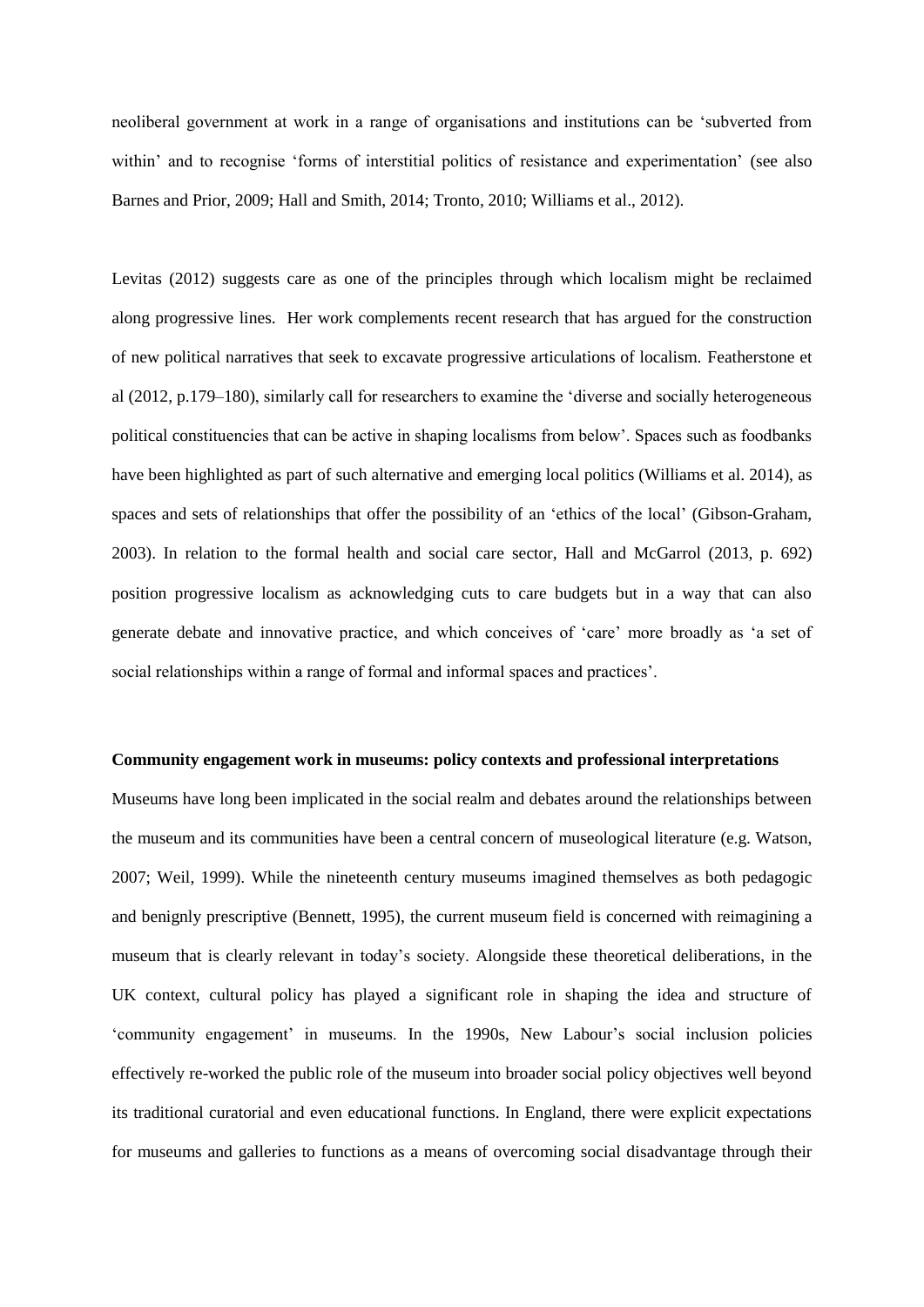neoliberal government at work in a range of organisations and institutions can be 'subverted from within' and to recognise 'forms of interstitial politics of resistance and experimentation' (see also Barnes and Prior, 2009; Hall and Smith, 2014; Tronto, 2010; Williams et al., 2012).

Levitas (2012) suggests care as one of the principles through which localism might be reclaimed along progressive lines. Her work complements recent research that has argued for the construction of new political narratives that seek to excavate progressive articulations of localism. Featherstone et al (2012, p.179–180), similarly call for researchers to examine the 'diverse and socially heterogeneous political constituencies that can be active in shaping localisms from below'. Spaces such as foodbanks have been highlighted as part of such alternative and emerging local politics (Williams et al. 2014), as spaces and sets of relationships that offer the possibility of an 'ethics of the local' (Gibson-Graham, 2003). In relation to the formal health and social care sector, Hall and McGarrol (2013, p. 692) position progressive localism as acknowledging cuts to care budgets but in a way that can also generate debate and innovative practice, and which conceives of 'care' more broadly as 'a set of social relationships within a range of formal and informal spaces and practices'.

**Community engagement work in museums: policy contexts and professional interpretations**

Museums have long been implicated in the social realm and debates around the relationships between the museum and its communities have been a central concern of museological literature (e.g. Watson, 2007; Weil, 1999). While the nineteenth century museums imagined themselves as both pedagogic and benignly prescriptive (Bennett, 1995), the current museum field is concerned with reimagining a museum that is clearly relevant in today's society. Alongside these theoretical deliberations, in the UK context, cultural policy has played a significant role in shaping the idea and structure of 'community engagement' in museums. In the 1990s, New Labour's social inclusion policies effectively re-worked the public role of the museum into broader social policy objectives well beyond its traditional curatorial and even educational functions. In England, there were explicit expectations for museums and galleries to functions as a means of overcoming social disadvantage through their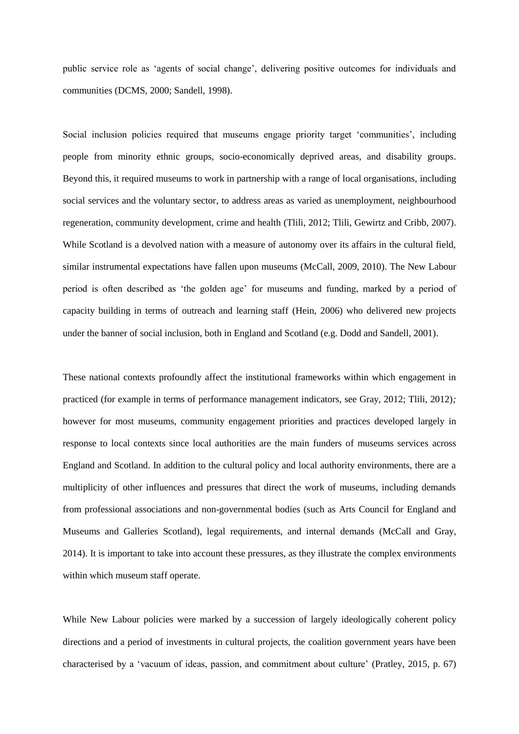public service role as 'agents of social change', delivering positive outcomes for individuals and communities (DCMS, 2000; Sandell, 1998).

Social inclusion policies required that museums engage priority target 'communities', including people from minority ethnic groups, socio-economically deprived areas, and disability groups. Beyond this, it required museums to work in partnership with a range of local organisations, including social services and the voluntary sector, to address areas as varied as unemployment, neighbourhood regeneration, community development, crime and health (Tlili, 2012; Tlili, Gewirtz and Cribb, 2007). While Scotland is a devolved nation with a measure of autonomy over its affairs in the cultural field, similar instrumental expectations have fallen upon museums (McCall, 2009, 2010). The New Labour period is often described as 'the golden age' for museums and funding, marked by a period of capacity building in terms of outreach and learning staff (Hein, 2006) who delivered new projects under the banner of social inclusion, both in England and Scotland (e.g. Dodd and Sandell, 2001).

These national contexts profoundly affect the institutional frameworks within which engagement in practiced (for example in terms of performance management indicators, see Gray, 2012; Tlili, 2012)*;* however for most museums, community engagement priorities and practices developed largely in response to local contexts since local authorities are the main funders of museums services across England and Scotland. In addition to the cultural policy and local authority environments, there are a multiplicity of other influences and pressures that direct the work of museums, including demands from professional associations and non-governmental bodies (such as Arts Council for England and Museums and Galleries Scotland), legal requirements, and internal demands (McCall and Gray, 2014). It is important to take into account these pressures, as they illustrate the complex environments within which museum staff operate.

While New Labour policies were marked by a succession of largely ideologically coherent policy directions and a period of investments in cultural projects, the coalition government years have been characterised by a 'vacuum of ideas, passion, and commitment about culture' (Pratley, 2015, p. 67)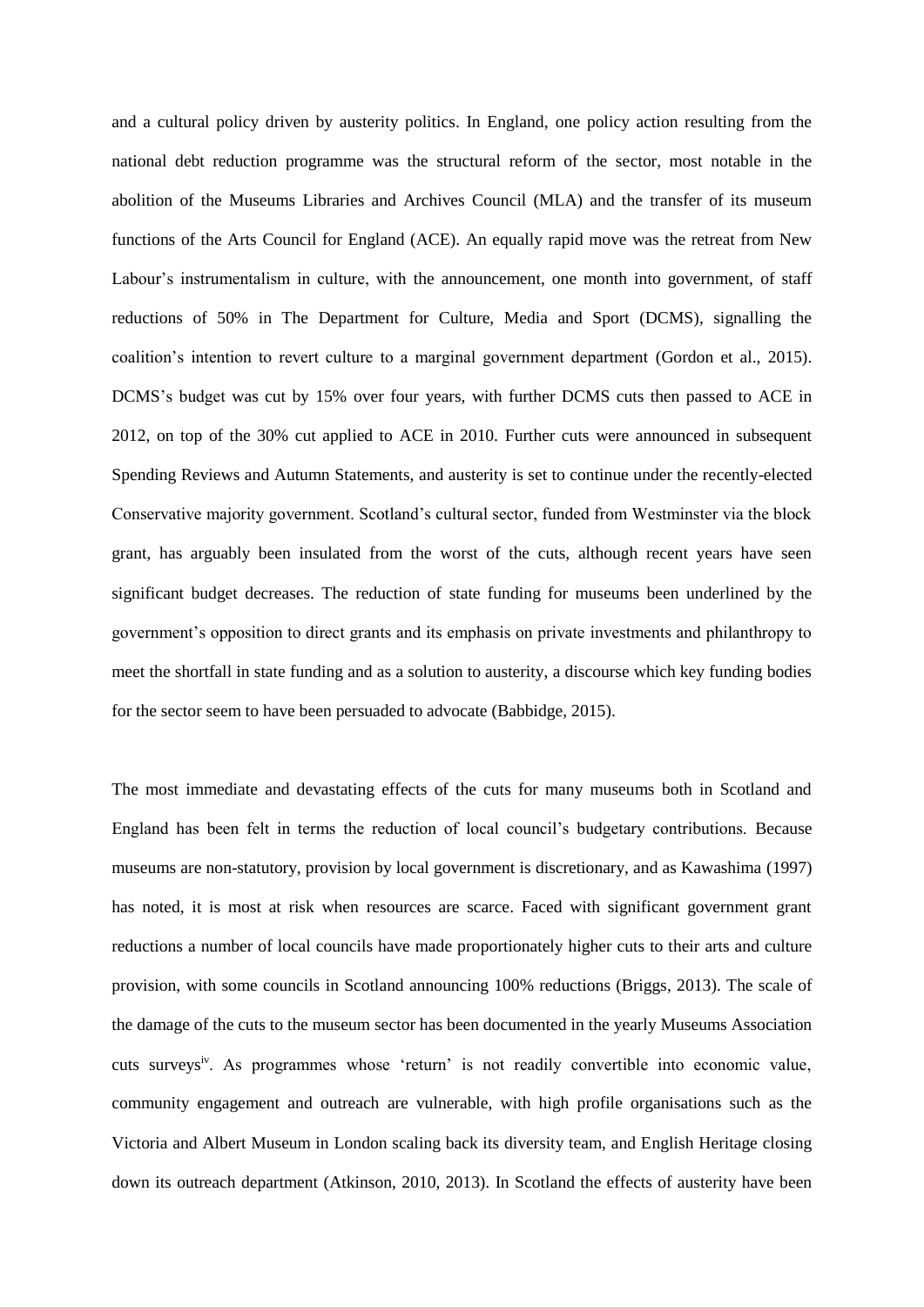and a cultural policy driven by austerity politics. In England, one policy action resulting from the national debt reduction programme was the structural reform of the sector, most notable in the abolition of the Museums Libraries and Archives Council (MLA) and the transfer of its museum functions of the Arts Council for England (ACE). An equally rapid move was the retreat from New Labour's instrumentalism in culture, with the announcement, one month into government, of staff reductions of 50% in The Department for Culture, Media and Sport (DCMS), signalling the coalition's intention to revert culture to a marginal government department (Gordon et al., 2015). DCMS's budget was cut by 15% over four years, with further DCMS cuts then passed to ACE in 2012, on top of the 30% cut applied to ACE in 2010. Further cuts were announced in subsequent Spending Reviews and Autumn Statements, and austerity is set to continue under the recently-elected Conservative majority government. Scotland's cultural sector, funded from Westminster via the block grant, has arguably been insulated from the worst of the cuts, although recent years have seen significant budget decreases. The reduction of state funding for museums been underlined by the government's opposition to direct grants and its emphasis on private investments and philanthropy to meet the shortfall in state funding and as a solution to austerity, a discourse which key funding bodies for the sector seem to have been persuaded to advocate (Babbidge, 2015).

The most immediate and devastating effects of the cuts for many museums both in Scotland and England has been felt in terms the reduction of local council's budgetary contributions. Because museums are non-statutory, provision by local government is discretionary, and as Kawashima (1997) has noted, it is most at risk when resources are scarce. Faced with significant government grant reductions a number of local councils have made proportionately higher cuts to their arts and culture provision, with some councils in Scotland announcing 100% reductions (Briggs, 2013). The scale of the damage of the cuts to the museum sector has been documented in the yearly Museums Association cuts surveys[iv]. As programmes whose 'return' is not readily convertible into economic value, community engagement and outreach are vulnerable, with high profile organisations such as the Victoria and Albert Museum in London scaling back its diversity team, and English Heritage closing down its outreach department (Atkinson, 2010, 2013). In Scotland the effects of austerity have been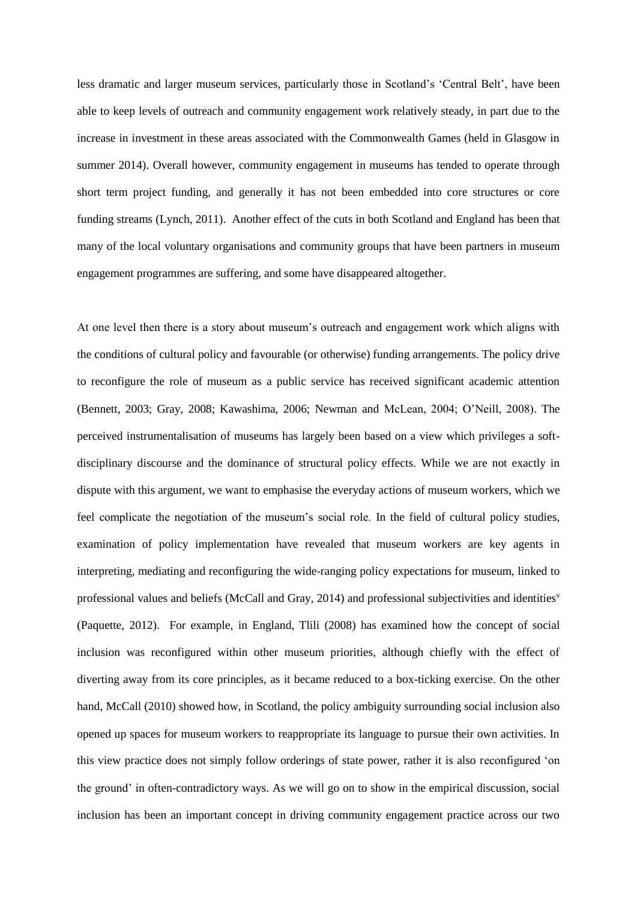less dramatic and larger museum services, particularly those in Scotland's 'Central Belt', have been able to keep levels of outreach and community engagement work relatively steady, in part due to the increase in investment in these areas associated with the Commonwealth Games (held in Glasgow in summer 2014). Overall however, community engagement in museums has tended to operate through short term project funding, and generally it has not been embedded into core structures or core funding streams (Lynch, 2011). Another effect of the cuts in both Scotland and England has been that many of the local voluntary organisations and community groups that have been partners in museum engagement programmes are suffering, and some have disappeared altogether.

At one level then there is a story about museum's outreach and engagement work which aligns with the conditions of cultural policy and favourable (or otherwise) funding arrangements. The policy drive to reconfigure the role of museum as a public service has received significant academic attention (Bennett, 2003; Gray, 2008; Kawashima, 2006; Newman and McLean, 2004; O'Neill, 2008). The perceived instrumentalisation of museums has largely been based on a view which privileges a soft-disciplinary discourse and the dominance of structural policy effects. While we are not exactly in dispute with this argument, we want to emphasise the everyday actions of museum workers, which we feel complicate the negotiation of the museum's social role. In the field of cultural policy studies, examination of policy implementation have revealed that museum workers are key agents in interpreting, mediating and reconfiguring the wide-ranging policy expectations for museum, linked to professional values and beliefs (McCall and Gray, 2014) and professional subjectivities and identities[v] (Paquette, 2012). For example, in England, Tlili (2008) has examined how the concept of social inclusion was reconfigured within other museum priorities, although chiefly with the effect of diverting away from its core principles, as it became reduced to a box-ticking exercise. On the other hand, McCall (2010) showed how, in Scotland, the policy ambiguity surrounding social inclusion also opened up spaces for museum workers to reappropriate its language to pursue their own activities. In this view practice does not simply follow orderings of state power, rather it is also reconfigured 'on the ground' in often-contradictory ways. As we will go on to show in the empirical discussion, social inclusion has been an important concept in driving community engagement practice across our two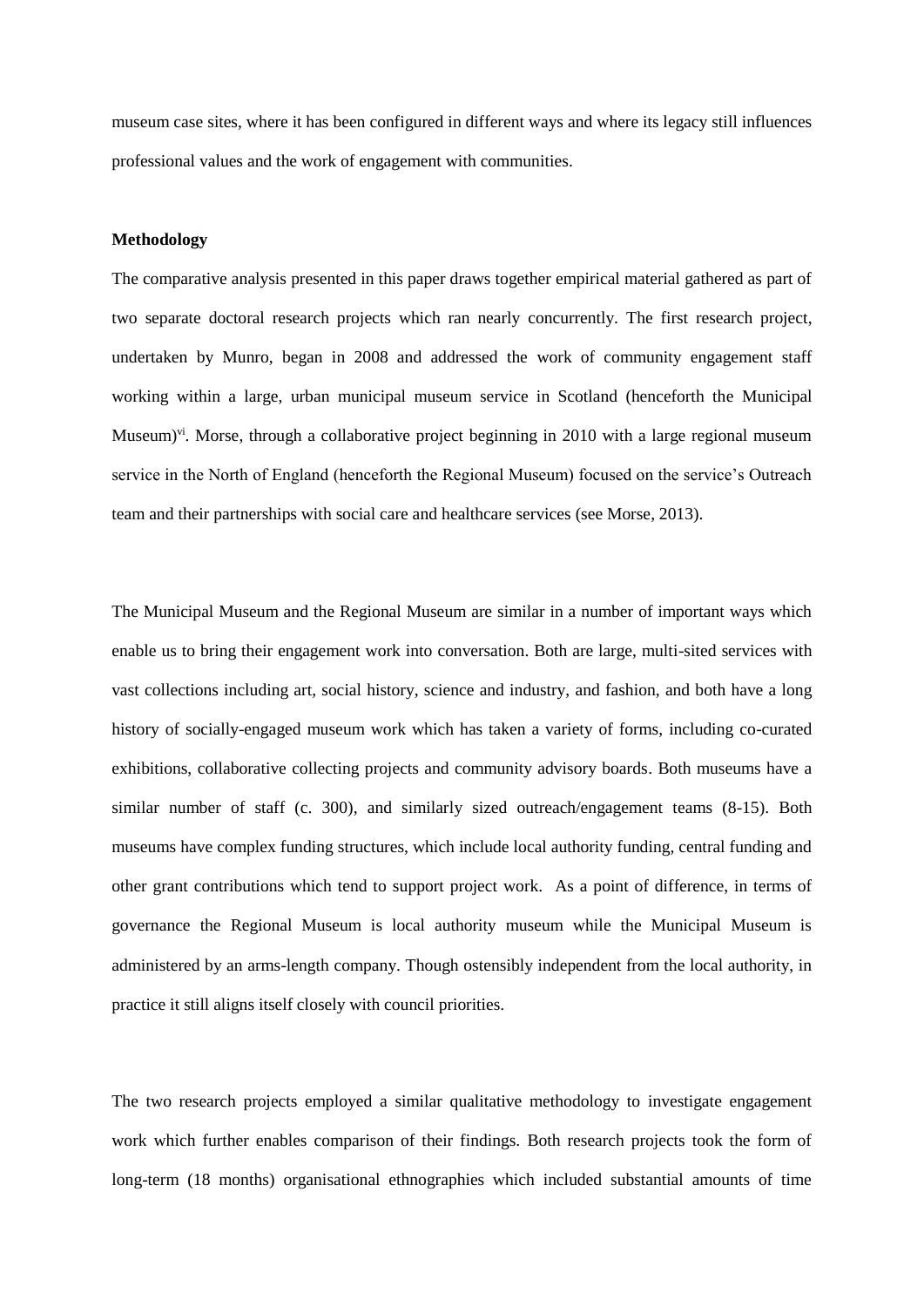museum case sites, where it has been configured in different ways and where its legacy still influences professional values and the work of engagement with communities.

**Methodology**

The comparative analysis presented in this paper draws together empirical material gathered as part of two separate doctoral research projects which ran nearly concurrently. The first research project, undertaken by Munro, began in 2008 and addressed the work of community engagement staff working within a large, urban municipal museum service in Scotland (henceforth the Municipal Museum)[vi]. Morse, through a collaborative project beginning in 2010 with a large regional museum service in the North of England (henceforth the Regional Museum) focused on the service's Outreach team and their partnerships with social care and healthcare services (see Morse, 2013).

The Municipal Museum and the Regional Museum are similar in a number of important ways which enable us to bring their engagement work into conversation. Both are large, multi-sited services with vast collections including art, social history, science and industry, and fashion, and both have a long history of socially-engaged museum work which has taken a variety of forms, including co-curated exhibitions, collaborative collecting projects and community advisory boards. Both museums have a similar number of staff (c. 300), and similarly sized outreach/engagement teams (8-15). Both museums have complex funding structures, which include local authority funding, central funding and other grant contributions which tend to support project work. As a point of difference, in terms of governance the Regional Museum is local authority museum while the Municipal Museum is administered by an arms-length company. Though ostensibly independent from the local authority, in practice it still aligns itself closely with council priorities.

The two research projects employed a similar qualitative methodology to investigate engagement work which further enables comparison of their findings. Both research projects took the form of long-term (18 months) organisational ethnographies which included substantial amounts of time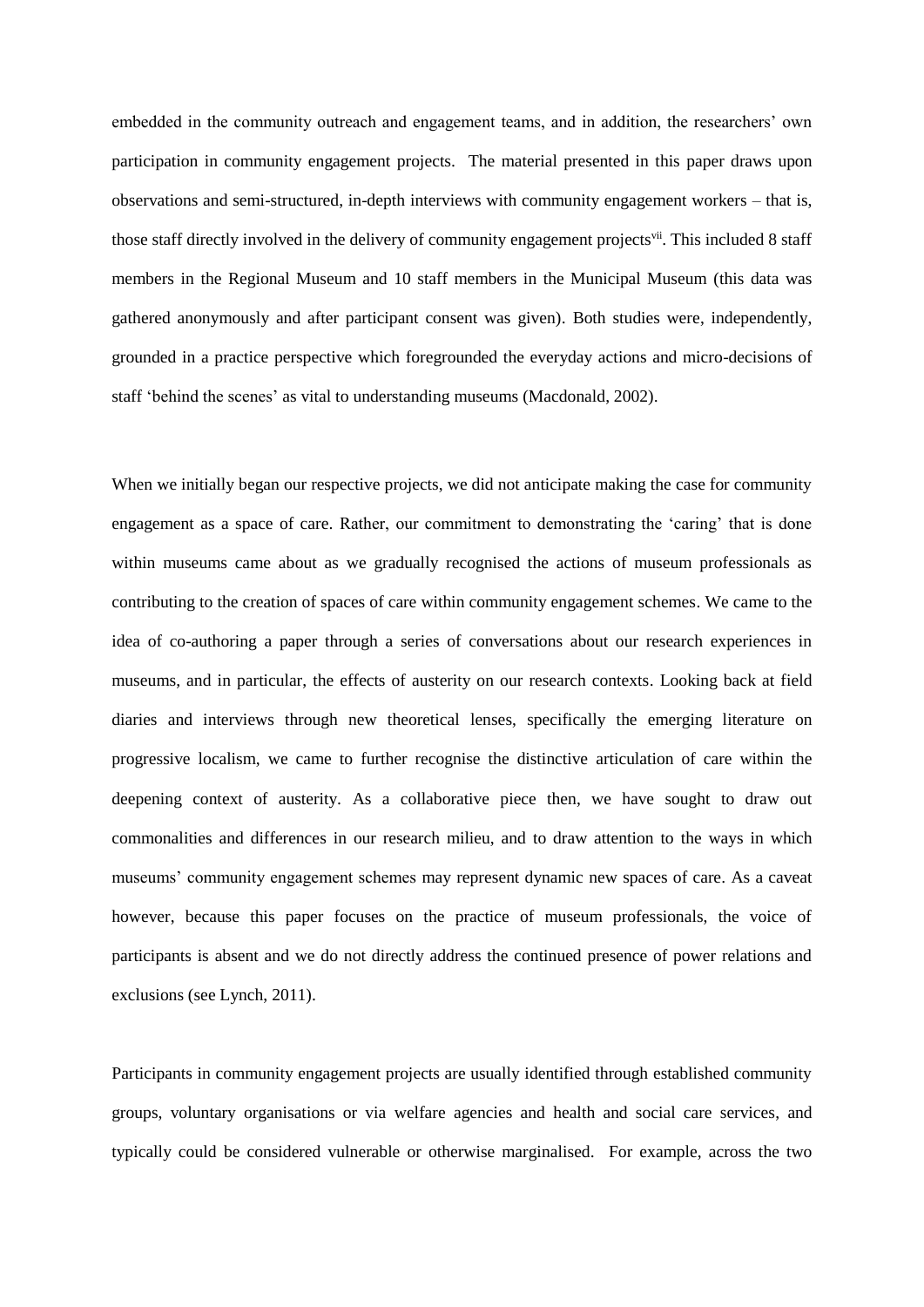embedded in the community outreach and engagement teams, and in addition, the researchers' own participation in community engagement projects. The material presented in this paper draws upon observations and semi-structured, in-depth interviews with community engagement workers – that is, those staff directly involved in the delivery of community engagement projects[vii]. This included 8 staff members in the Regional Museum and 10 staff members in the Municipal Museum (this data was gathered anonymously and after participant consent was given). Both studies were, independently, grounded in a practice perspective which foregrounded the everyday actions and micro-decisions of staff 'behind the scenes' as vital to understanding museums (Macdonald, 2002).

When we initially began our respective projects, we did not anticipate making the case for community engagement as a space of care. Rather, our commitment to demonstrating the 'caring' that is done within museums came about as we gradually recognised the actions of museum professionals as contributing to the creation of spaces of care within community engagement schemes. We came to the idea of co-authoring a paper through a series of conversations about our research experiences in museums, and in particular, the effects of austerity on our research contexts. Looking back at field diaries and interviews through new theoretical lenses, specifically the emerging literature on progressive localism, we came to further recognise the distinctive articulation of care within the deepening context of austerity. As a collaborative piece then, we have sought to draw out commonalities and differences in our research milieu, and to draw attention to the ways in which museums' community engagement schemes may represent dynamic new spaces of care. As a caveat however, because this paper focuses on the practice of museum professionals, the voice of participants is absent and we do not directly address the continued presence of power relations and exclusions (see Lynch, 2011).

Participants in community engagement projects are usually identified through established community groups, voluntary organisations or via welfare agencies and health and social care services, and typically could be considered vulnerable or otherwise marginalised. For example, across the two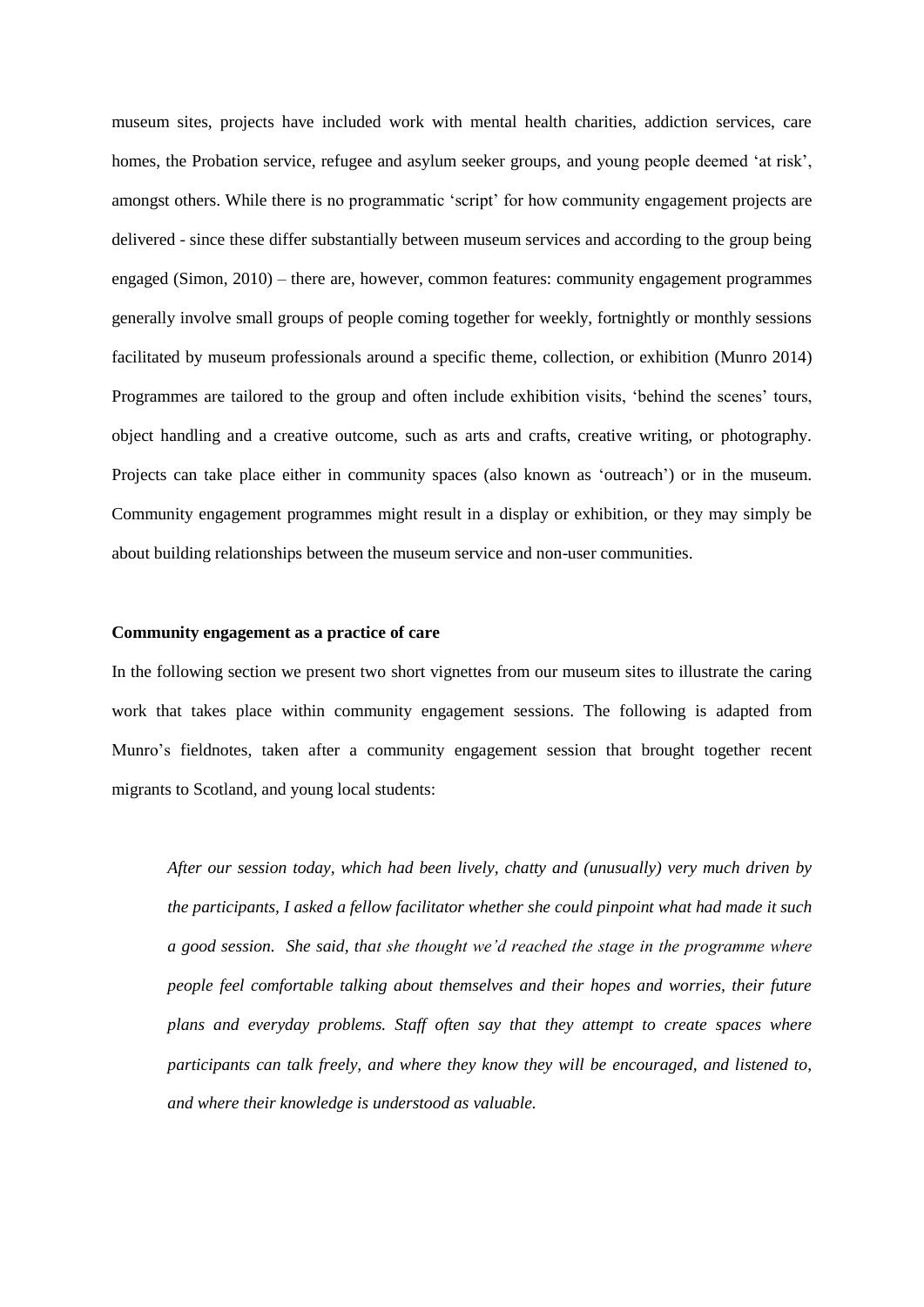museum sites, projects have included work with mental health charities, addiction services, care homes, the Probation service, refugee and asylum seeker groups, and young people deemed 'at risk', amongst others. While there is no programmatic 'script' for how community engagement projects are delivered - since these differ substantially between museum services and according to the group being engaged (Simon, 2010) – there are, however, common features: community engagement programmes generally involve small groups of people coming together for weekly, fortnightly or monthly sessions facilitated by museum professionals around a specific theme, collection, or exhibition (Munro 2014) Programmes are tailored to the group and often include exhibition visits, 'behind the scenes' tours, object handling and a creative outcome, such as arts and crafts, creative writing, or photography. Projects can take place either in community spaces (also known as 'outreach') or in the museum. Community engagement programmes might result in a display or exhibition, or they may simply be about building relationships between the museum service and non-user communities.

**Community engagement as a practice of care**

In the following section we present two short vignettes from our museum sites to illustrate the caring work that takes place within community engagement sessions. The following is adapted from Munro's fieldnotes, taken after a community engagement session that brought together recent migrants to Scotland, and young local students:

> *After our session today, which had been lively, chatty and (unusually) very much driven by the participants, I asked a fellow facilitator whether she could pinpoint what had made it such a good session. She said, that she thought we'd reached the stage in the programme where people feel comfortable talking about themselves and their hopes and worries, their future plans and everyday problems. Staff often say that they attempt to create spaces where participants can talk freely, and where they know they will be encouraged, and listened to, and where their knowledge is understood as valuable.*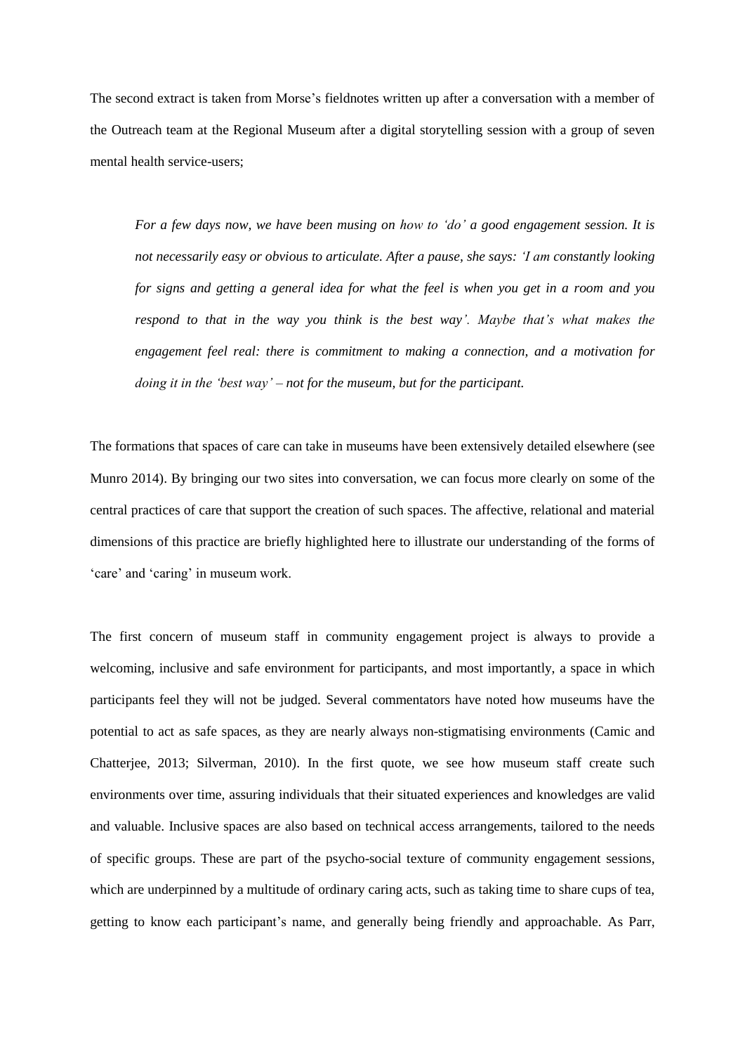The second extract is taken from Morse's fieldnotes written up after a conversation with a member of the Outreach team at the Regional Museum after a digital storytelling session with a group of seven mental health service-users;

> *For a few days now, we have been musing on how to 'do' a good engagement session. It is not necessarily easy or obvious to articulate. After a pause, she says: 'I am constantly looking for signs and getting a general idea for what the feel is when you get in a room and you respond to that in the way you think is the best way'. Maybe that's what makes the engagement feel real: there is commitment to making a connection, and a motivation for doing it in the 'best way' – not for the museum, but for the participant.*

The formations that spaces of care can take in museums have been extensively detailed elsewhere (see Munro 2014). By bringing our two sites into conversation, we can focus more clearly on some of the central practices of care that support the creation of such spaces. The affective, relational and material dimensions of this practice are briefly highlighted here to illustrate our understanding of the forms of 'care' and 'caring' in museum work.

The first concern of museum staff in community engagement project is always to provide a welcoming, inclusive and safe environment for participants, and most importantly, a space in which participants feel they will not be judged. Several commentators have noted how museums have the potential to act as safe spaces, as they are nearly always non-stigmatising environments (Camic and Chatterjee, 2013; Silverman, 2010). In the first quote, we see how museum staff create such environments over time, assuring individuals that their situated experiences and knowledges are valid and valuable. Inclusive spaces are also based on technical access arrangements, tailored to the needs of specific groups. These are part of the psycho-social texture of community engagement sessions, which are underpinned by a multitude of ordinary caring acts, such as taking time to share cups of tea, getting to know each participant's name, and generally being friendly and approachable. As Parr,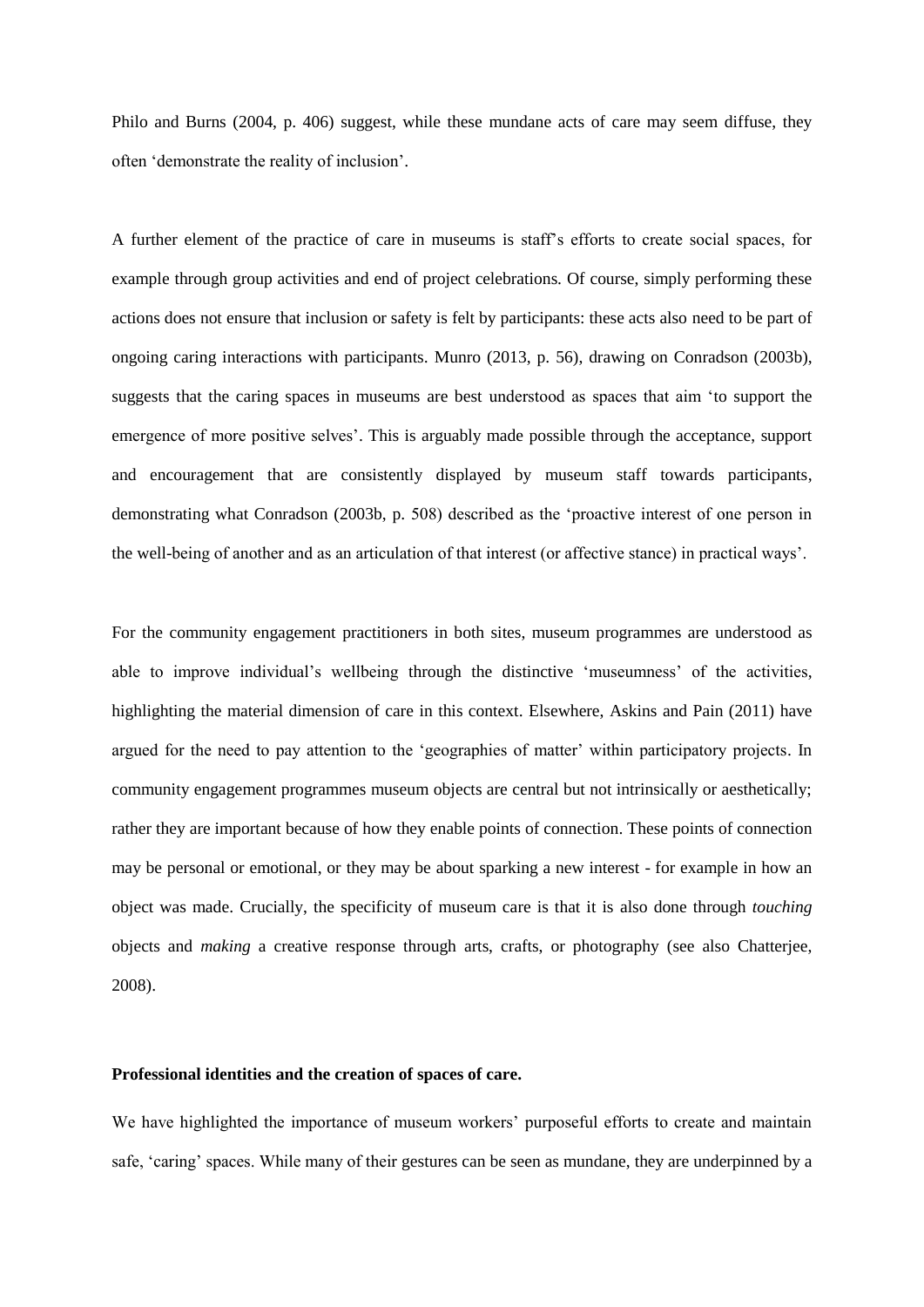Philo and Burns (2004, p. 406) suggest, while these mundane acts of care may seem diffuse, they often 'demonstrate the reality of inclusion'.

A further element of the practice of care in museums is staff's efforts to create social spaces, for example through group activities and end of project celebrations. Of course, simply performing these actions does not ensure that inclusion or safety is felt by participants: these acts also need to be part of ongoing caring interactions with participants. Munro (2013, p. 56), drawing on Conradson (2003b), suggests that the caring spaces in museums are best understood as spaces that aim 'to support the emergence of more positive selves'. This is arguably made possible through the acceptance, support and encouragement that are consistently displayed by museum staff towards participants, demonstrating what Conradson (2003b, p. 508) described as the 'proactive interest of one person in the well-being of another and as an articulation of that interest (or affective stance) in practical ways'.

For the community engagement practitioners in both sites, museum programmes are understood as able to improve individual's wellbeing through the distinctive 'museumness' of the activities, highlighting the material dimension of care in this context. Elsewhere, Askins and Pain (2011) have argued for the need to pay attention to the 'geographies of matter' within participatory projects. In community engagement programmes museum objects are central but not intrinsically or aesthetically; rather they are important because of how they enable points of connection. These points of connection may be personal or emotional, or they may be about sparking a new interest - for example in how an object was made. Crucially, the specificity of museum care is that it is also done through *touching* objects and *making* a creative response through arts, crafts, or photography (see also Chatterjee, 2008).

**Professional identities and the creation of spaces of care.**

We have highlighted the importance of museum workers' purposeful efforts to create and maintain safe, 'caring' spaces. While many of their gestures can be seen as mundane, they are underpinned by a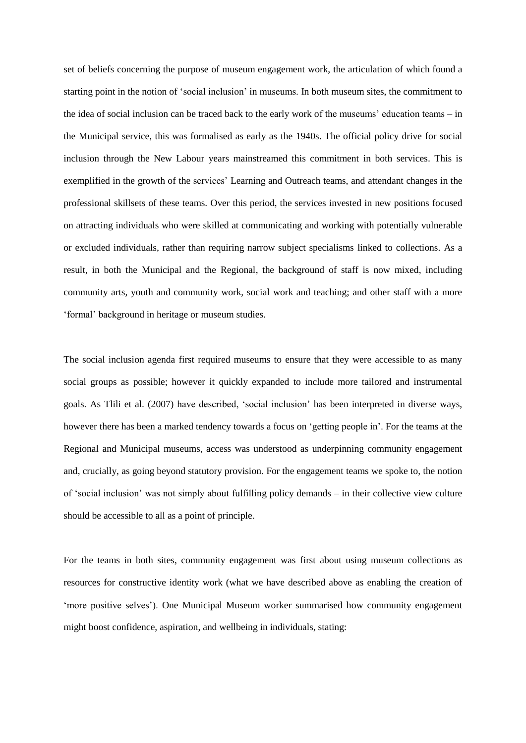set of beliefs concerning the purpose of museum engagement work, the articulation of which found a starting point in the notion of 'social inclusion' in museums. In both museum sites, the commitment to the idea of social inclusion can be traced back to the early work of the museums' education teams – in the Municipal service, this was formalised as early as the 1940s. The official policy drive for social inclusion through the New Labour years mainstreamed this commitment in both services. This is exemplified in the growth of the services' Learning and Outreach teams, and attendant changes in the professional skillsets of these teams. Over this period, the services invested in new positions focused on attracting individuals who were skilled at communicating and working with potentially vulnerable or excluded individuals, rather than requiring narrow subject specialisms linked to collections. As a result, in both the Municipal and the Regional, the background of staff is now mixed, including community arts, youth and community work, social work and teaching; and other staff with a more 'formal' background in heritage or museum studies.

The social inclusion agenda first required museums to ensure that they were accessible to as many social groups as possible; however it quickly expanded to include more tailored and instrumental goals. As Tlili et al. (2007) have described, 'social inclusion' has been interpreted in diverse ways, however there has been a marked tendency towards a focus on 'getting people in'. For the teams at the Regional and Municipal museums, access was understood as underpinning community engagement and, crucially, as going beyond statutory provision. For the engagement teams we spoke to, the notion of 'social inclusion' was not simply about fulfilling policy demands – in their collective view culture should be accessible to all as a point of principle.

For the teams in both sites, community engagement was first about using museum collections as resources for constructive identity work (what we have described above as enabling the creation of 'more positive selves'). One Municipal Museum worker summarised how community engagement might boost confidence, aspiration, and wellbeing in individuals, stating: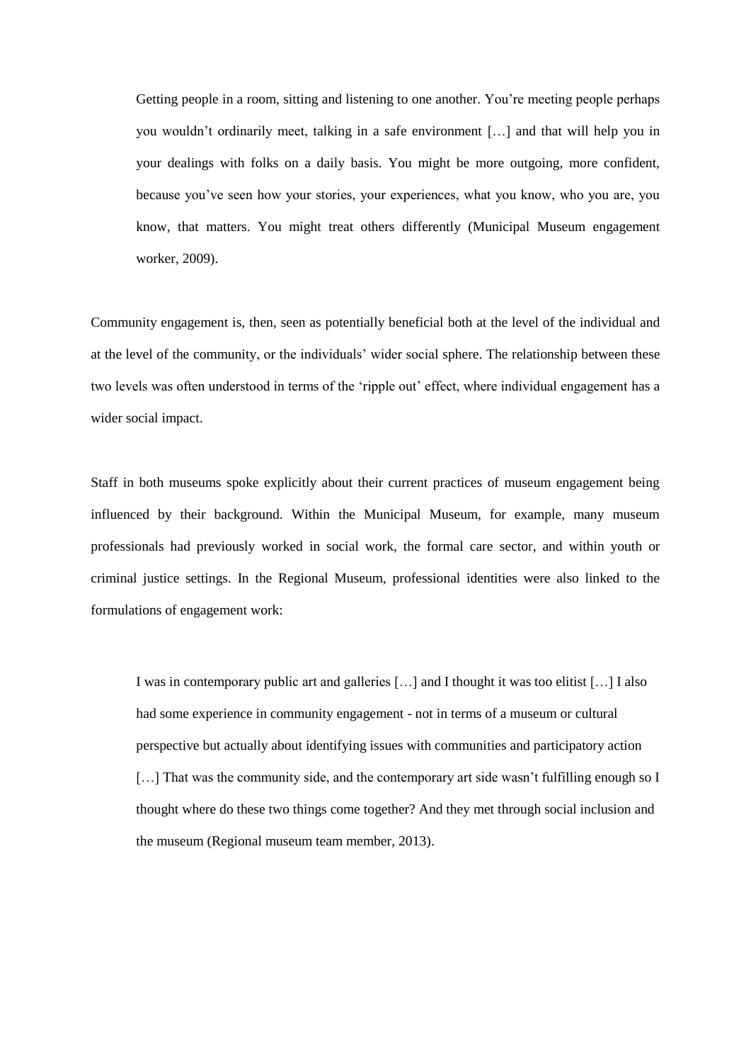> Getting people in a room, sitting and listening to one another. You're meeting people perhaps you wouldn't ordinarily meet, talking in a safe environment […] and that will help you in your dealings with folks on a daily basis. You might be more outgoing, more confident, because you've seen how your stories, your experiences, what you know, who you are, you know, that matters. You might treat others differently (Municipal Museum engagement worker, 2009).

Community engagement is, then, seen as potentially beneficial both at the level of the individual and at the level of the community, or the individuals' wider social sphere. The relationship between these two levels was often understood in terms of the 'ripple out' effect, where individual engagement has a wider social impact.

Staff in both museums spoke explicitly about their current practices of museum engagement being influenced by their background. Within the Municipal Museum, for example, many museum professionals had previously worked in social work, the formal care sector, and within youth or criminal justice settings. In the Regional Museum, professional identities were also linked to the formulations of engagement work:

> I was in contemporary public art and galleries […] and I thought it was too elitist […] I also had some experience in community engagement - not in terms of a museum or cultural perspective but actually about identifying issues with communities and participatory action […] That was the community side, and the contemporary art side wasn't fulfilling enough so I thought where do these two things come together? And they met through social inclusion and the museum (Regional museum team member, 2013).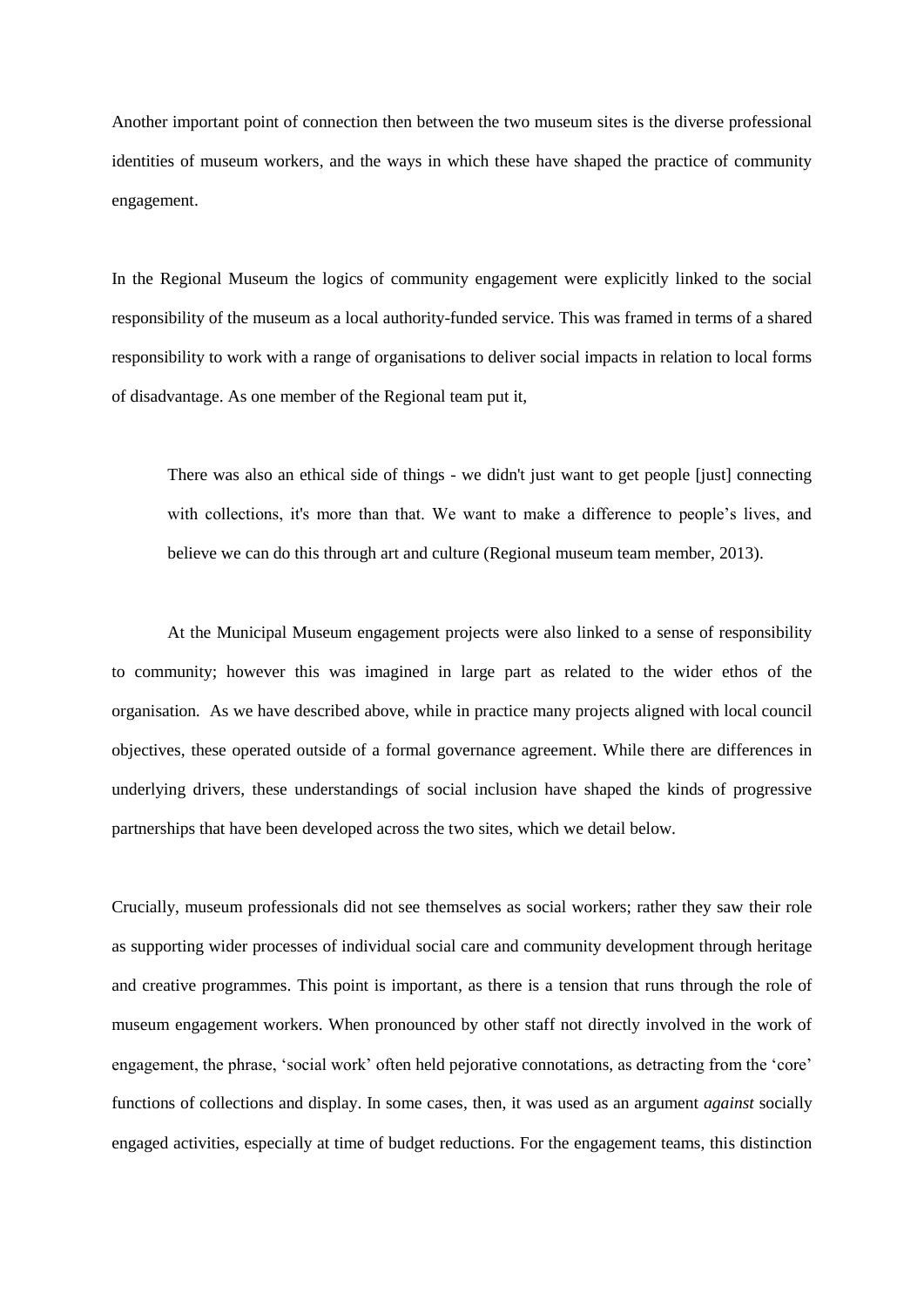Another important point of connection then between the two museum sites is the diverse professional identities of museum workers, and the ways in which these have shaped the practice of community engagement.

In the Regional Museum the logics of community engagement were explicitly linked to the social responsibility of the museum as a local authority-funded service. This was framed in terms of a shared responsibility to work with a range of organisations to deliver social impacts in relation to local forms of disadvantage. As one member of the Regional team put it,

> There was also an ethical side of things - we didn't just want to get people [just] connecting with collections, it's more than that. We want to make a difference to people's lives, and believe we can do this through art and culture (Regional museum team member, 2013).

At the Municipal Museum engagement projects were also linked to a sense of responsibility to community; however this was imagined in large part as related to the wider ethos of the organisation. As we have described above, while in practice many projects aligned with local council objectives, these operated outside of a formal governance agreement. While there are differences in underlying drivers, these understandings of social inclusion have shaped the kinds of progressive partnerships that have been developed across the two sites, which we detail below.

Crucially, museum professionals did not see themselves as social workers; rather they saw their role as supporting wider processes of individual social care and community development through heritage and creative programmes. This point is important, as there is a tension that runs through the role of museum engagement workers. When pronounced by other staff not directly involved in the work of engagement, the phrase, 'social work' often held pejorative connotations, as detracting from the 'core' functions of collections and display. In some cases, then, it was used as an argument *against* socially engaged activities, especially at time of budget reductions. For the engagement teams, this distinction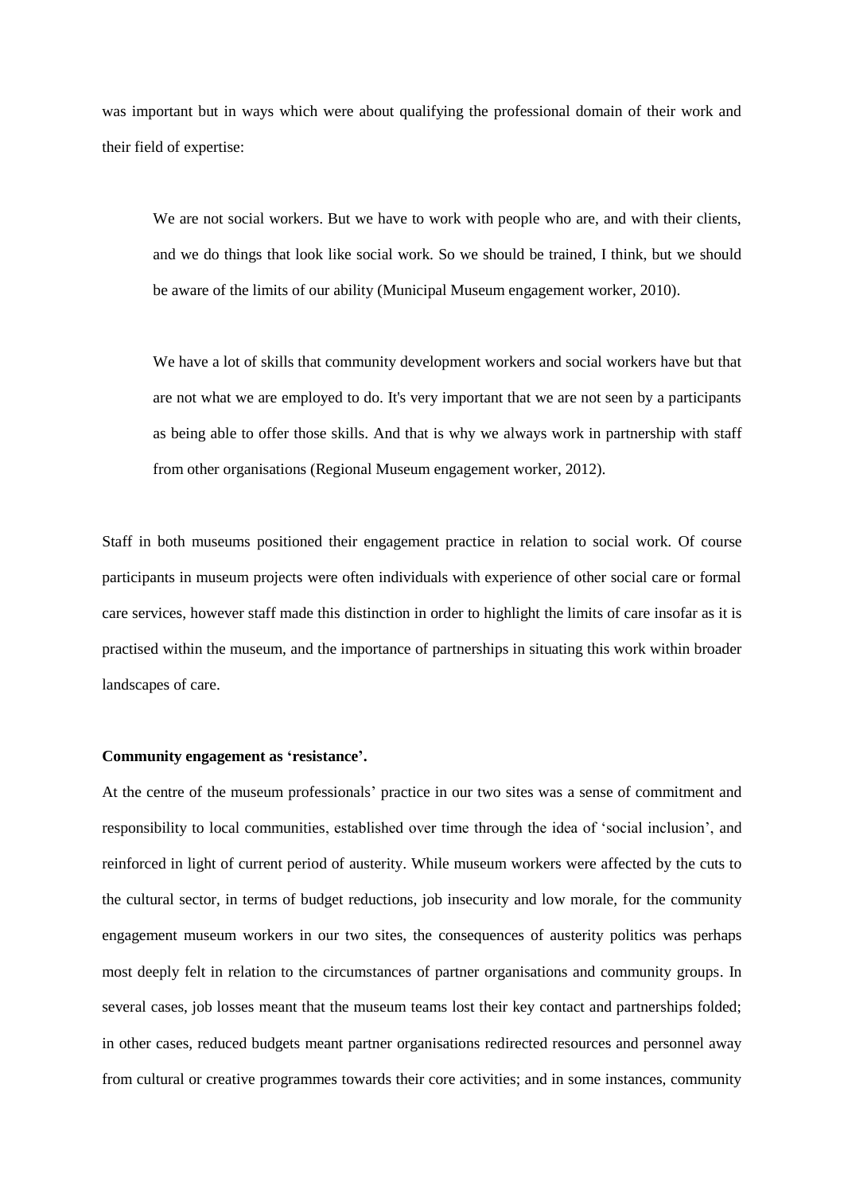was important but in ways which were about qualifying the professional domain of their work and their field of expertise:

> We are not social workers. But we have to work with people who are, and with their clients, and we do things that look like social work. So we should be trained, I think, but we should be aware of the limits of our ability (Municipal Museum engagement worker, 2010).

> We have a lot of skills that community development workers and social workers have but that are not what we are employed to do. It's very important that we are not seen by a participants as being able to offer those skills. And that is why we always work in partnership with staff from other organisations (Regional Museum engagement worker, 2012).

Staff in both museums positioned their engagement practice in relation to social work. Of course participants in museum projects were often individuals with experience of other social care or formal care services, however staff made this distinction in order to highlight the limits of care insofar as it is practised within the museum, and the importance of partnerships in situating this work within broader landscapes of care.

**Community engagement as 'resistance'.**

At the centre of the museum professionals' practice in our two sites was a sense of commitment and responsibility to local communities, established over time through the idea of 'social inclusion', and reinforced in light of current period of austerity. While museum workers were affected by the cuts to the cultural sector, in terms of budget reductions, job insecurity and low morale, for the community engagement museum workers in our two sites, the consequences of austerity politics was perhaps most deeply felt in relation to the circumstances of partner organisations and community groups. In several cases, job losses meant that the museum teams lost their key contact and partnerships folded; in other cases, reduced budgets meant partner organisations redirected resources and personnel away from cultural or creative programmes towards their core activities; and in some instances, community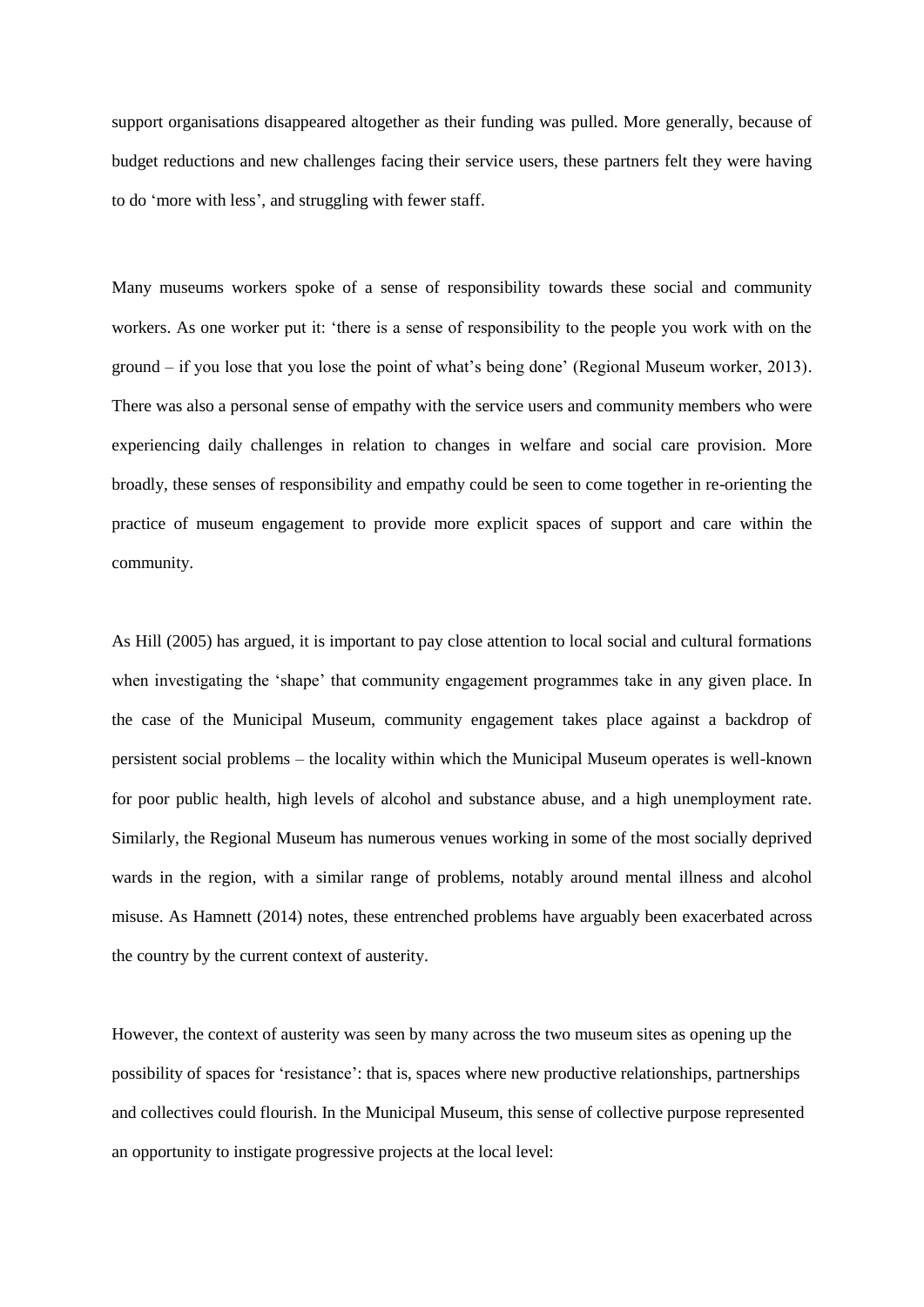support organisations disappeared altogether as their funding was pulled. More generally, because of budget reductions and new challenges facing their service users, these partners felt they were having to do 'more with less', and struggling with fewer staff.

Many museums workers spoke of a sense of responsibility towards these social and community workers. As one worker put it: 'there is a sense of responsibility to the people you work with on the ground – if you lose that you lose the point of what's being done' (Regional Museum worker, 2013). There was also a personal sense of empathy with the service users and community members who were experiencing daily challenges in relation to changes in welfare and social care provision. More broadly, these senses of responsibility and empathy could be seen to come together in re-orienting the practice of museum engagement to provide more explicit spaces of support and care within the community.

As Hill (2005) has argued, it is important to pay close attention to local social and cultural formations when investigating the 'shape' that community engagement programmes take in any given place. In the case of the Municipal Museum, community engagement takes place against a backdrop of persistent social problems – the locality within which the Municipal Museum operates is well-known for poor public health, high levels of alcohol and substance abuse, and a high unemployment rate. Similarly, the Regional Museum has numerous venues working in some of the most socially deprived wards in the region, with a similar range of problems, notably around mental illness and alcohol misuse. As Hamnett (2014) notes, these entrenched problems have arguably been exacerbated across the country by the current context of austerity.

However, the context of austerity was seen by many across the two museum sites as opening up the possibility of spaces for 'resistance': that is, spaces where new productive relationships, partnerships and collectives could flourish. In the Municipal Museum, this sense of collective purpose represented an opportunity to instigate progressive projects at the local level: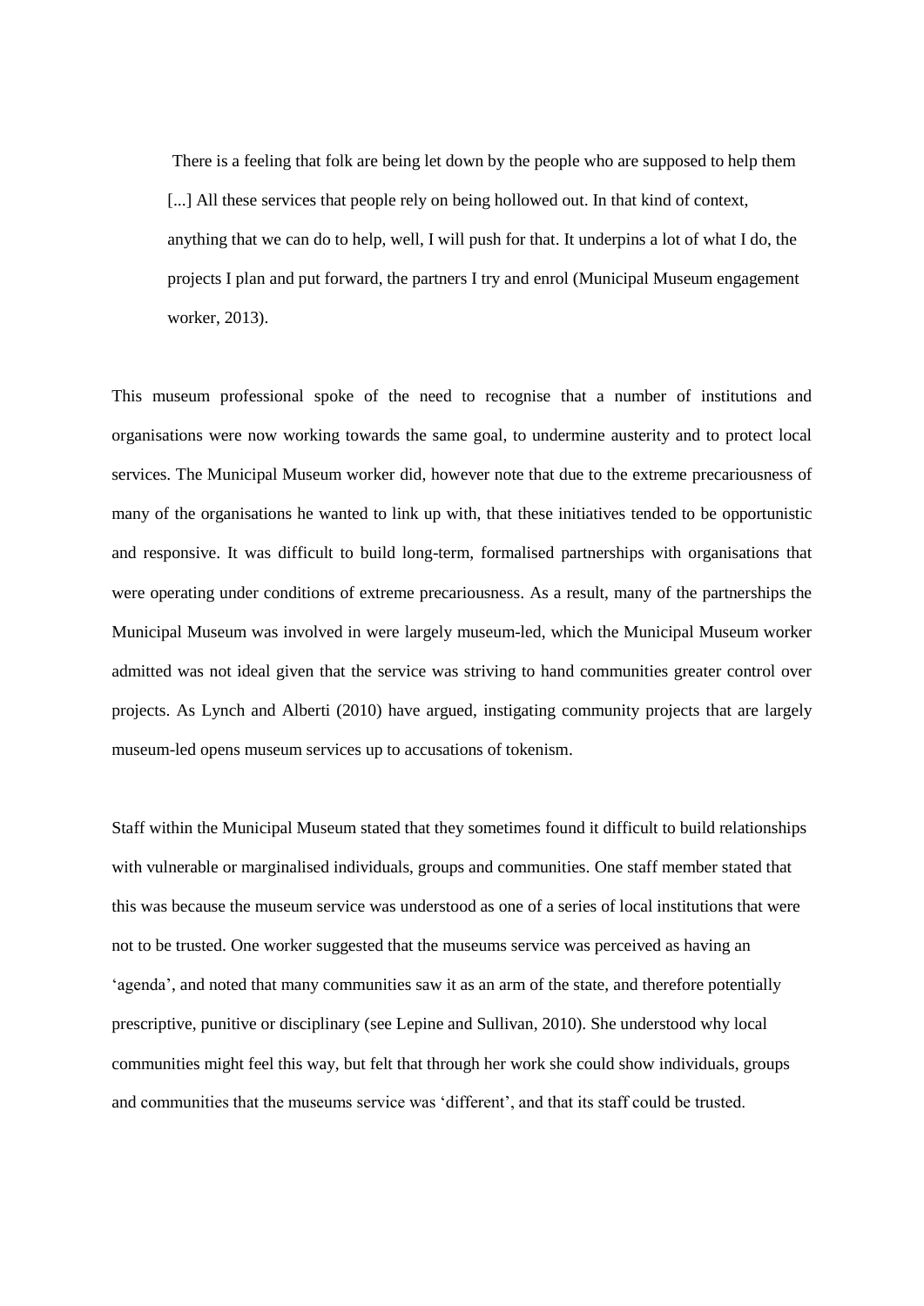> There is a feeling that folk are being let down by the people who are supposed to help them [...] All these services that people rely on being hollowed out. In that kind of context, anything that we can do to help, well, I will push for that. It underpins a lot of what I do, the projects I plan and put forward, the partners I try and enrol (Municipal Museum engagement worker, 2013).

This museum professional spoke of the need to recognise that a number of institutions and organisations were now working towards the same goal, to undermine austerity and to protect local services. The Municipal Museum worker did, however note that due to the extreme precariousness of many of the organisations he wanted to link up with, that these initiatives tended to be opportunistic and responsive. It was difficult to build long-term, formalised partnerships with organisations that were operating under conditions of extreme precariousness. As a result, many of the partnerships the Municipal Museum was involved in were largely museum-led, which the Municipal Museum worker admitted was not ideal given that the service was striving to hand communities greater control over projects. As Lynch and Alberti (2010) have argued, instigating community projects that are largely museum-led opens museum services up to accusations of tokenism.

Staff within the Municipal Museum stated that they sometimes found it difficult to build relationships with vulnerable or marginalised individuals, groups and communities. One staff member stated that this was because the museum service was understood as one of a series of local institutions that were not to be trusted. One worker suggested that the museums service was perceived as having an 'agenda', and noted that many communities saw it as an arm of the state, and therefore potentially prescriptive, punitive or disciplinary (see Lepine and Sullivan, 2010). She understood why local communities might feel this way, but felt that through her work she could show individuals, groups and communities that the museums service was 'different', and that its staff could be trusted.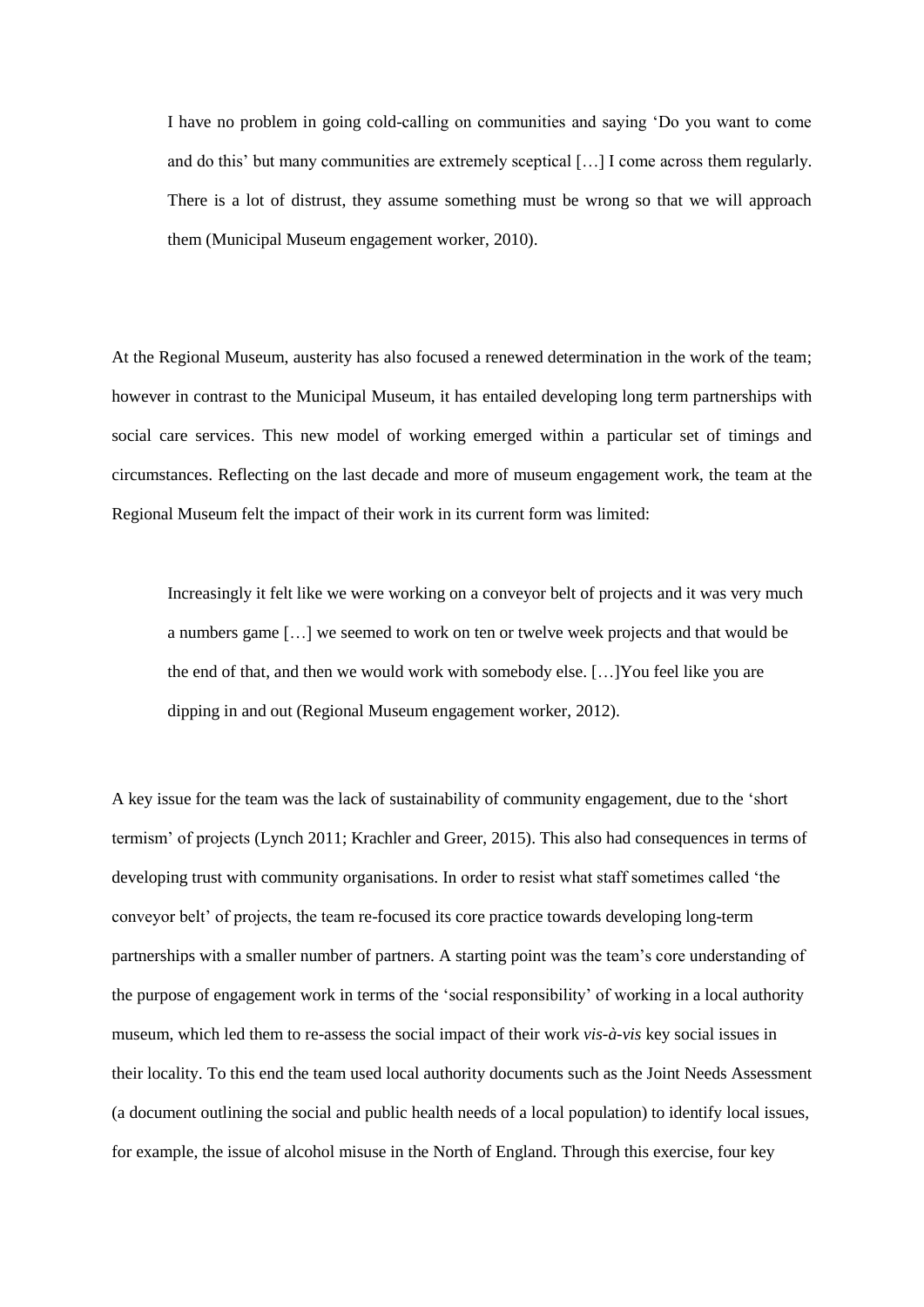> I have no problem in going cold-calling on communities and saying 'Do you want to come and do this' but many communities are extremely sceptical […] I come across them regularly. There is a lot of distrust, they assume something must be wrong so that we will approach them (Municipal Museum engagement worker, 2010).

At the Regional Museum, austerity has also focused a renewed determination in the work of the team; however in contrast to the Municipal Museum, it has entailed developing long term partnerships with social care services. This new model of working emerged within a particular set of timings and circumstances. Reflecting on the last decade and more of museum engagement work, the team at the Regional Museum felt the impact of their work in its current form was limited:

> Increasingly it felt like we were working on a conveyor belt of projects and it was very much a numbers game […] we seemed to work on ten or twelve week projects and that would be the end of that, and then we would work with somebody else. […]You feel like you are dipping in and out (Regional Museum engagement worker, 2012).

A key issue for the team was the lack of sustainability of community engagement, due to the 'short termism' of projects (Lynch 2011; Krachler and Greer, 2015). This also had consequences in terms of developing trust with community organisations. In order to resist what staff sometimes called 'the conveyor belt' of projects, the team re-focused its core practice towards developing long-term partnerships with a smaller number of partners. A starting point was the team's core understanding of the purpose of engagement work in terms of the 'social responsibility' of working in a local authority museum, which led them to re-assess the social impact of their work *vis-à-vis* key social issues in their locality. To this end the team used local authority documents such as the Joint Needs Assessment (a document outlining the social and public health needs of a local population) to identify local issues, for example, the issue of alcohol misuse in the North of England. Through this exercise, four key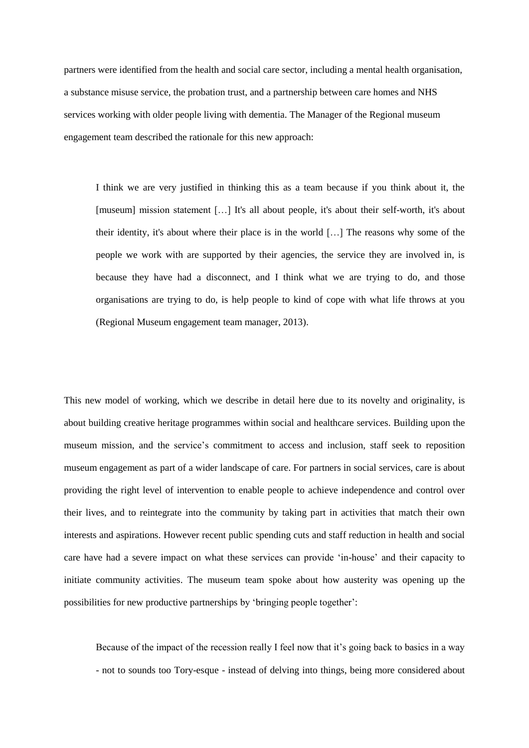partners were identified from the health and social care sector, including a mental health organisation, a substance misuse service, the probation trust, and a partnership between care homes and NHS services working with older people living with dementia. The Manager of the Regional museum engagement team described the rationale for this new approach:

> I think we are very justified in thinking this as a team because if you think about it, the [museum] mission statement […] It's all about people, it's about their self-worth, it's about their identity, it's about where their place is in the world […] The reasons why some of the people we work with are supported by their agencies, the service they are involved in, is because they have had a disconnect, and I think what we are trying to do, and those organisations are trying to do, is help people to kind of cope with what life throws at you (Regional Museum engagement team manager, 2013).

This new model of working, which we describe in detail here due to its novelty and originality, is about building creative heritage programmes within social and healthcare services. Building upon the museum mission, and the service's commitment to access and inclusion, staff seek to reposition museum engagement as part of a wider landscape of care. For partners in social services, care is about providing the right level of intervention to enable people to achieve independence and control over their lives, and to reintegrate into the community by taking part in activities that match their own interests and aspirations. However recent public spending cuts and staff reduction in health and social care have had a severe impact on what these services can provide 'in-house' and their capacity to initiate community activities. The museum team spoke about how austerity was opening up the possibilities for new productive partnerships by 'bringing people together':

> Because of the impact of the recession really I feel now that it's going back to basics in a way - not to sounds too Tory-esque - instead of delving into things, being more considered about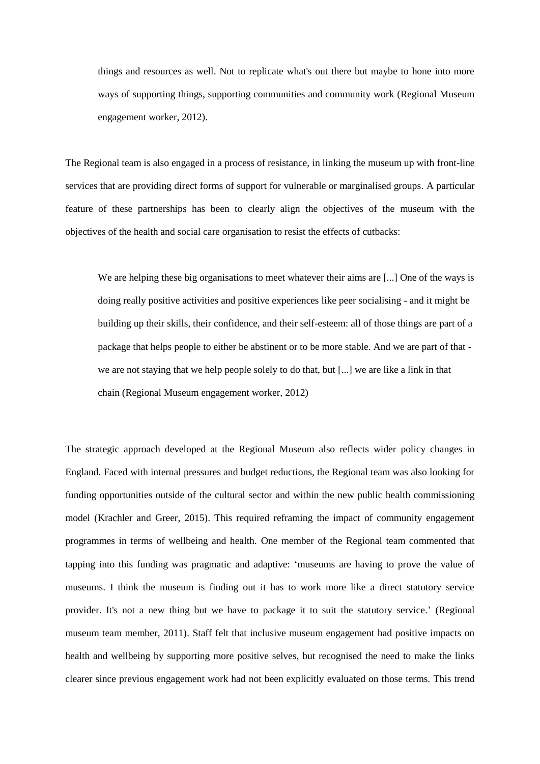> things and resources as well. Not to replicate what's out there but maybe to hone into more ways of supporting things, supporting communities and community work (Regional Museum engagement worker, 2012).

The Regional team is also engaged in a process of resistance, in linking the museum up with front-line services that are providing direct forms of support for vulnerable or marginalised groups. A particular feature of these partnerships has been to clearly align the objectives of the museum with the objectives of the health and social care organisation to resist the effects of cutbacks:

> We are helping these big organisations to meet whatever their aims are [...] One of the ways is doing really positive activities and positive experiences like peer socialising - and it might be building up their skills, their confidence, and their self-esteem: all of those things are part of a package that helps people to either be abstinent or to be more stable. And we are part of that - we are not staying that we help people solely to do that, but [...] we are like a link in that chain (Regional Museum engagement worker, 2012)

The strategic approach developed at the Regional Museum also reflects wider policy changes in England. Faced with internal pressures and budget reductions, the Regional team was also looking for funding opportunities outside of the cultural sector and within the new public health commissioning model (Krachler and Greer, 2015). This required reframing the impact of community engagement programmes in terms of wellbeing and health. One member of the Regional team commented that tapping into this funding was pragmatic and adaptive: 'museums are having to prove the value of museums. I think the museum is finding out it has to work more like a direct statutory service provider. It's not a new thing but we have to package it to suit the statutory service.' (Regional museum team member, 2011). Staff felt that inclusive museum engagement had positive impacts on health and wellbeing by supporting more positive selves, but recognised the need to make the links clearer since previous engagement work had not been explicitly evaluated on those terms. This trend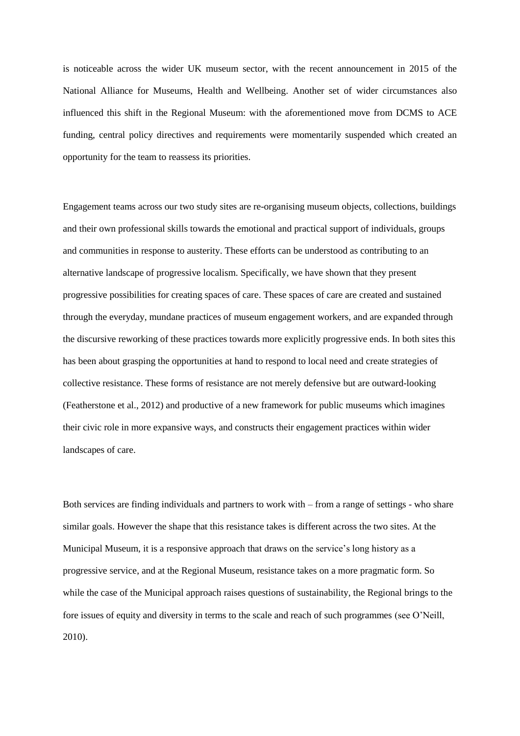is noticeable across the wider UK museum sector, with the recent announcement in 2015 of the National Alliance for Museums, Health and Wellbeing. Another set of wider circumstances also influenced this shift in the Regional Museum: with the aforementioned move from DCMS to ACE funding, central policy directives and requirements were momentarily suspended which created an opportunity for the team to reassess its priorities.

Engagement teams across our two study sites are re-organising museum objects, collections, buildings and their own professional skills towards the emotional and practical support of individuals, groups and communities in response to austerity. These efforts can be understood as contributing to an alternative landscape of progressive localism. Specifically, we have shown that they present progressive possibilities for creating spaces of care. These spaces of care are created and sustained through the everyday, mundane practices of museum engagement workers, and are expanded through the discursive reworking of these practices towards more explicitly progressive ends. In both sites this has been about grasping the opportunities at hand to respond to local need and create strategies of collective resistance. These forms of resistance are not merely defensive but are outward-looking (Featherstone et al., 2012) and productive of a new framework for public museums which imagines their civic role in more expansive ways, and constructs their engagement practices within wider landscapes of care.

Both services are finding individuals and partners to work with – from a range of settings - who share similar goals. However the shape that this resistance takes is different across the two sites. At the Municipal Museum, it is a responsive approach that draws on the service's long history as a progressive service, and at the Regional Museum, resistance takes on a more pragmatic form. So while the case of the Municipal approach raises questions of sustainability, the Regional brings to the fore issues of equity and diversity in terms to the scale and reach of such programmes (see O'Neill, 2010).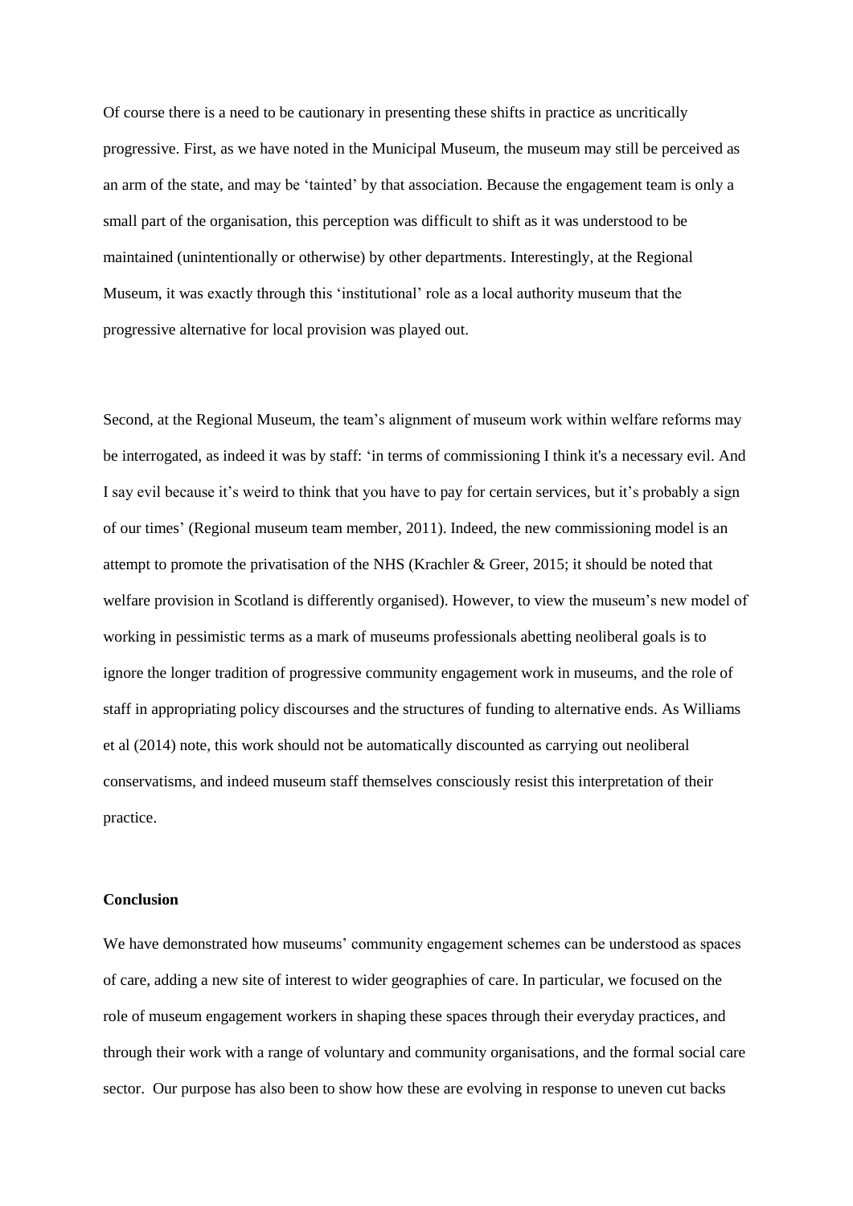Of course there is a need to be cautionary in presenting these shifts in practice as uncritically progressive. First, as we have noted in the Municipal Museum, the museum may still be perceived as an arm of the state, and may be 'tainted' by that association. Because the engagement team is only a small part of the organisation, this perception was difficult to shift as it was understood to be maintained (unintentionally or otherwise) by other departments. Interestingly, at the Regional Museum, it was exactly through this 'institutional' role as a local authority museum that the progressive alternative for local provision was played out.

Second, at the Regional Museum, the team's alignment of museum work within welfare reforms may be interrogated, as indeed it was by staff: 'in terms of commissioning I think it's a necessary evil. And I say evil because it's weird to think that you have to pay for certain services, but it's probably a sign of our times' (Regional museum team member, 2011). Indeed, the new commissioning model is an attempt to promote the privatisation of the NHS (Krachler & Greer, 2015; it should be noted that welfare provision in Scotland is differently organised). However, to view the museum's new model of working in pessimistic terms as a mark of museums professionals abetting neoliberal goals is to ignore the longer tradition of progressive community engagement work in museums, and the role of staff in appropriating policy discourses and the structures of funding to alternative ends. As Williams et al (2014) note, this work should not be automatically discounted as carrying out neoliberal conservatisms, and indeed museum staff themselves consciously resist this interpretation of their practice.

## Conclusion

We have demonstrated how museums' community engagement schemes can be understood as spaces of care, adding a new site of interest to wider geographies of care. In particular, we focused on the role of museum engagement workers in shaping these spaces through their everyday practices, and through their work with a range of voluntary and community organisations, and the formal social care sector. Our purpose has also been to show how these are evolving in response to uneven cut backs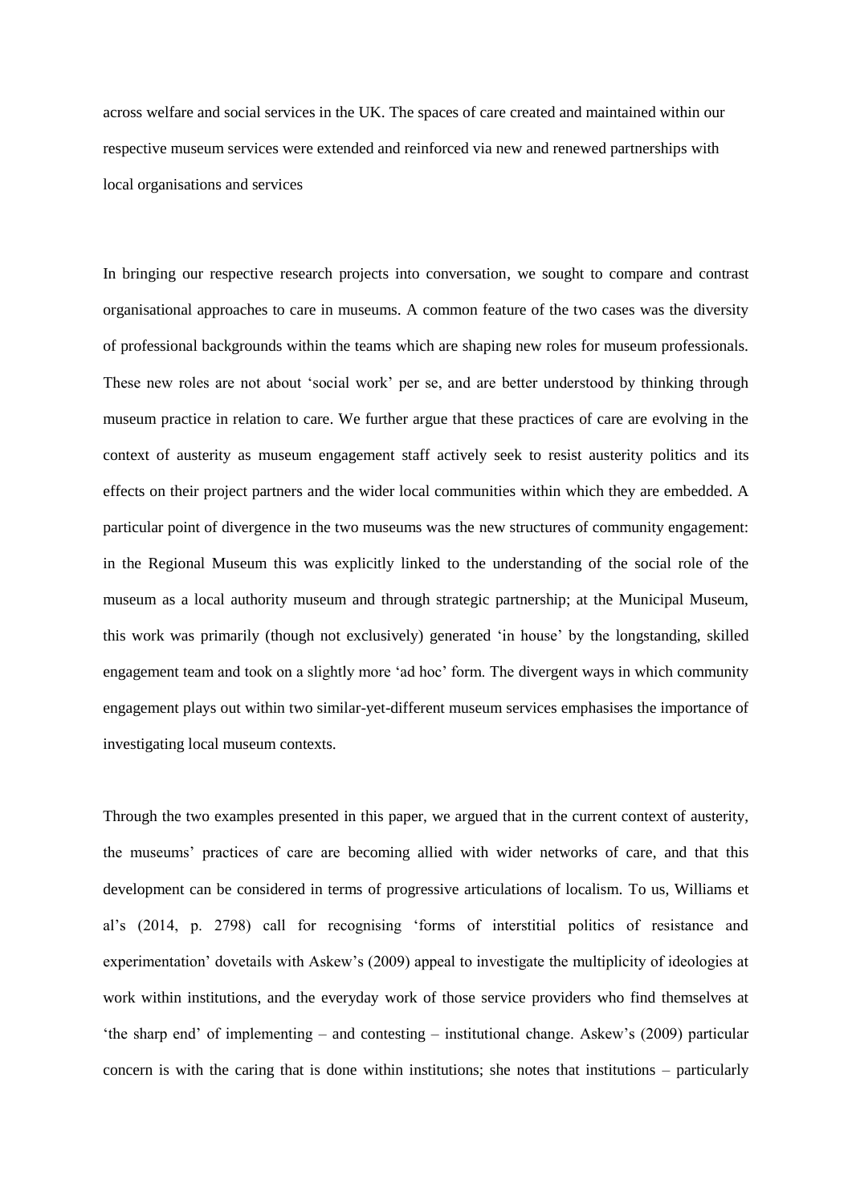across welfare and social services in the UK. The spaces of care created and maintained within our respective museum services were extended and reinforced via new and renewed partnerships with local organisations and services

In bringing our respective research projects into conversation, we sought to compare and contrast organisational approaches to care in museums. A common feature of the two cases was the diversity of professional backgrounds within the teams which are shaping new roles for museum professionals. These new roles are not about 'social work' per se, and are better understood by thinking through museum practice in relation to care. We further argue that these practices of care are evolving in the context of austerity as museum engagement staff actively seek to resist austerity politics and its effects on their project partners and the wider local communities within which they are embedded. A particular point of divergence in the two museums was the new structures of community engagement: in the Regional Museum this was explicitly linked to the understanding of the social role of the museum as a local authority museum and through strategic partnership; at the Municipal Museum, this work was primarily (though not exclusively) generated 'in house' by the longstanding, skilled engagement team and took on a slightly more 'ad hoc' form. The divergent ways in which community engagement plays out within two similar-yet-different museum services emphasises the importance of investigating local museum contexts.

Through the two examples presented in this paper, we argued that in the current context of austerity, the museums' practices of care are becoming allied with wider networks of care, and that this development can be considered in terms of progressive articulations of localism. To us, Williams et al's (2014, p. 2798) call for recognising 'forms of interstitial politics of resistance and experimentation' dovetails with Askew's (2009) appeal to investigate the multiplicity of ideologies at work within institutions, and the everyday work of those service providers who find themselves at 'the sharp end' of implementing – and contesting – institutional change. Askew's (2009) particular concern is with the caring that is done within institutions; she notes that institutions – particularly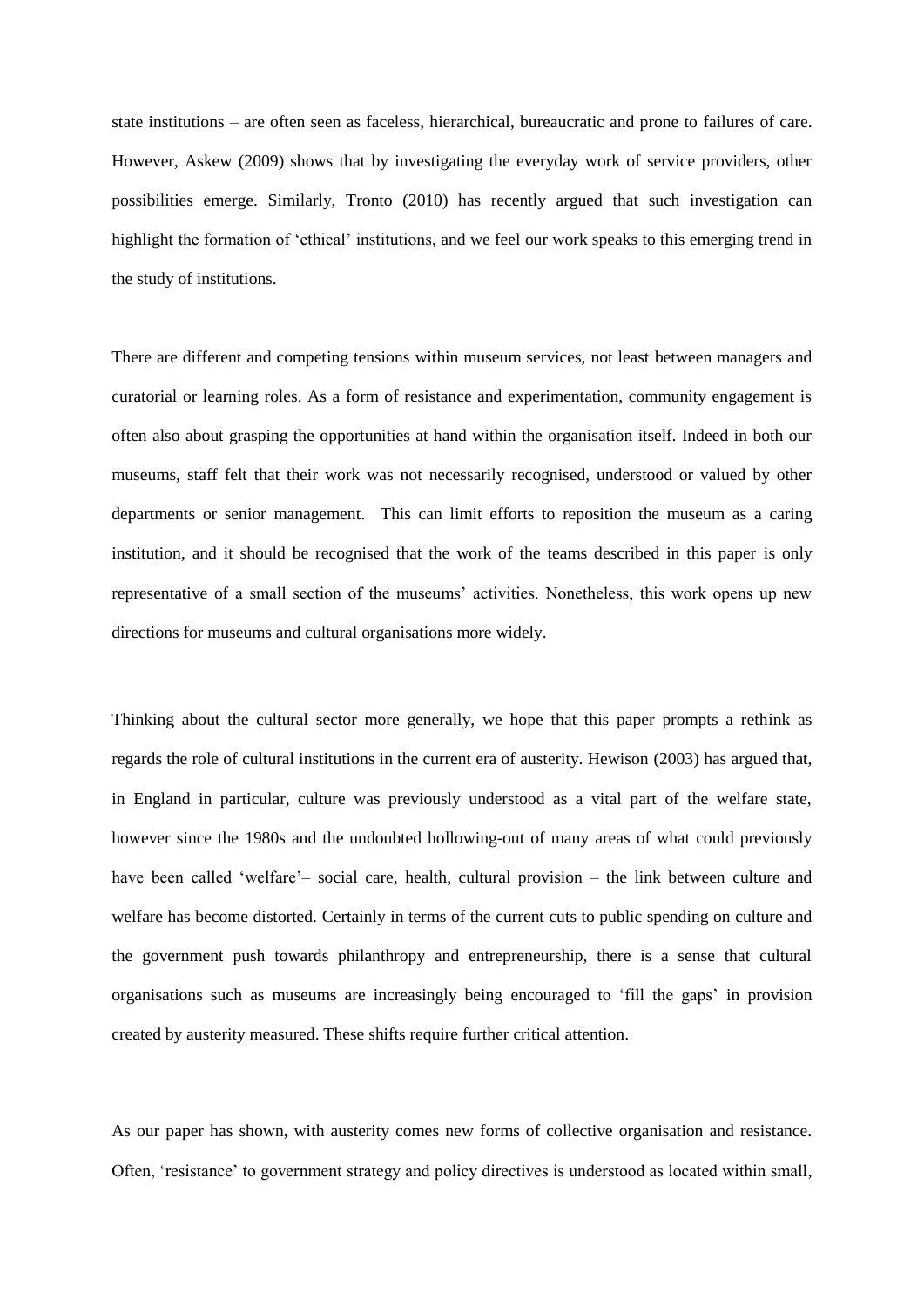state institutions – are often seen as faceless, hierarchical, bureaucratic and prone to failures of care. However, Askew (2009) shows that by investigating the everyday work of service providers, other possibilities emerge. Similarly, Tronto (2010) has recently argued that such investigation can highlight the formation of 'ethical' institutions, and we feel our work speaks to this emerging trend in the study of institutions.

There are different and competing tensions within museum services, not least between managers and curatorial or learning roles. As a form of resistance and experimentation, community engagement is often also about grasping the opportunities at hand within the organisation itself. Indeed in both our museums, staff felt that their work was not necessarily recognised, understood or valued by other departments or senior management. This can limit efforts to reposition the museum as a caring institution, and it should be recognised that the work of the teams described in this paper is only representative of a small section of the museums' activities. Nonetheless, this work opens up new directions for museums and cultural organisations more widely.

Thinking about the cultural sector more generally, we hope that this paper prompts a rethink as regards the role of cultural institutions in the current era of austerity. Hewison (2003) has argued that, in England in particular, culture was previously understood as a vital part of the welfare state, however since the 1980s and the undoubted hollowing-out of many areas of what could previously have been called 'welfare'– social care, health, cultural provision – the link between culture and welfare has become distorted. Certainly in terms of the current cuts to public spending on culture and the government push towards philanthropy and entrepreneurship, there is a sense that cultural organisations such as museums are increasingly being encouraged to 'fill the gaps' in provision created by austerity measured. These shifts require further critical attention.

As our paper has shown, with austerity comes new forms of collective organisation and resistance. Often, 'resistance' to government strategy and policy directives is understood as located within small,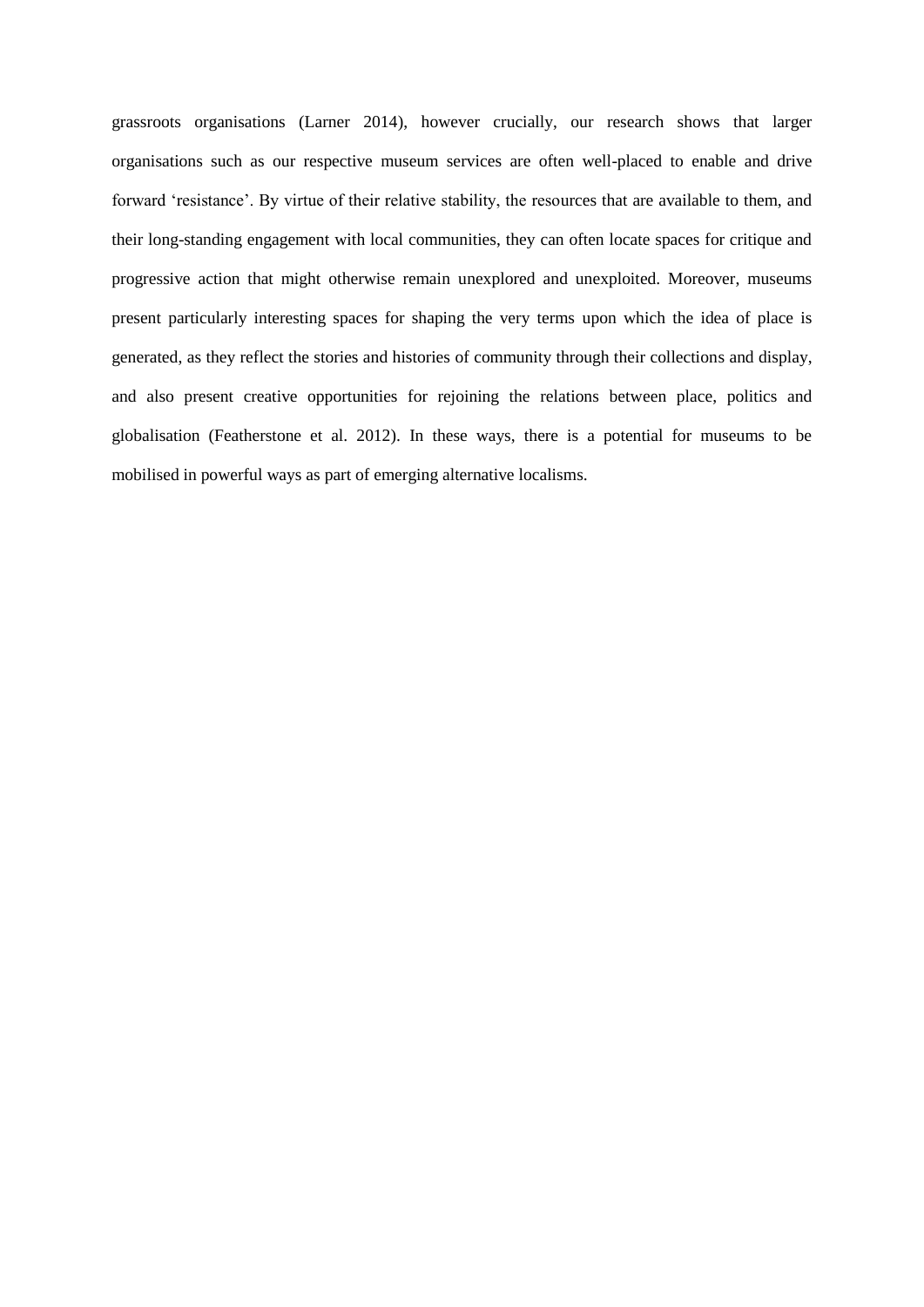grassroots organisations (Larner 2014), however crucially, our research shows that larger organisations such as our respective museum services are often well-placed to enable and drive forward 'resistance'. By virtue of their relative stability, the resources that are available to them, and their long-standing engagement with local communities, they can often locate spaces for critique and progressive action that might otherwise remain unexplored and unexploited. Moreover, museums present particularly interesting spaces for shaping the very terms upon which the idea of place is generated, as they reflect the stories and histories of community through their collections and display, and also present creative opportunities for rejoining the relations between place, politics and globalisation (Featherstone et al. 2012). In these ways, there is a potential for museums to be mobilised in powerful ways as part of emerging alternative localisms.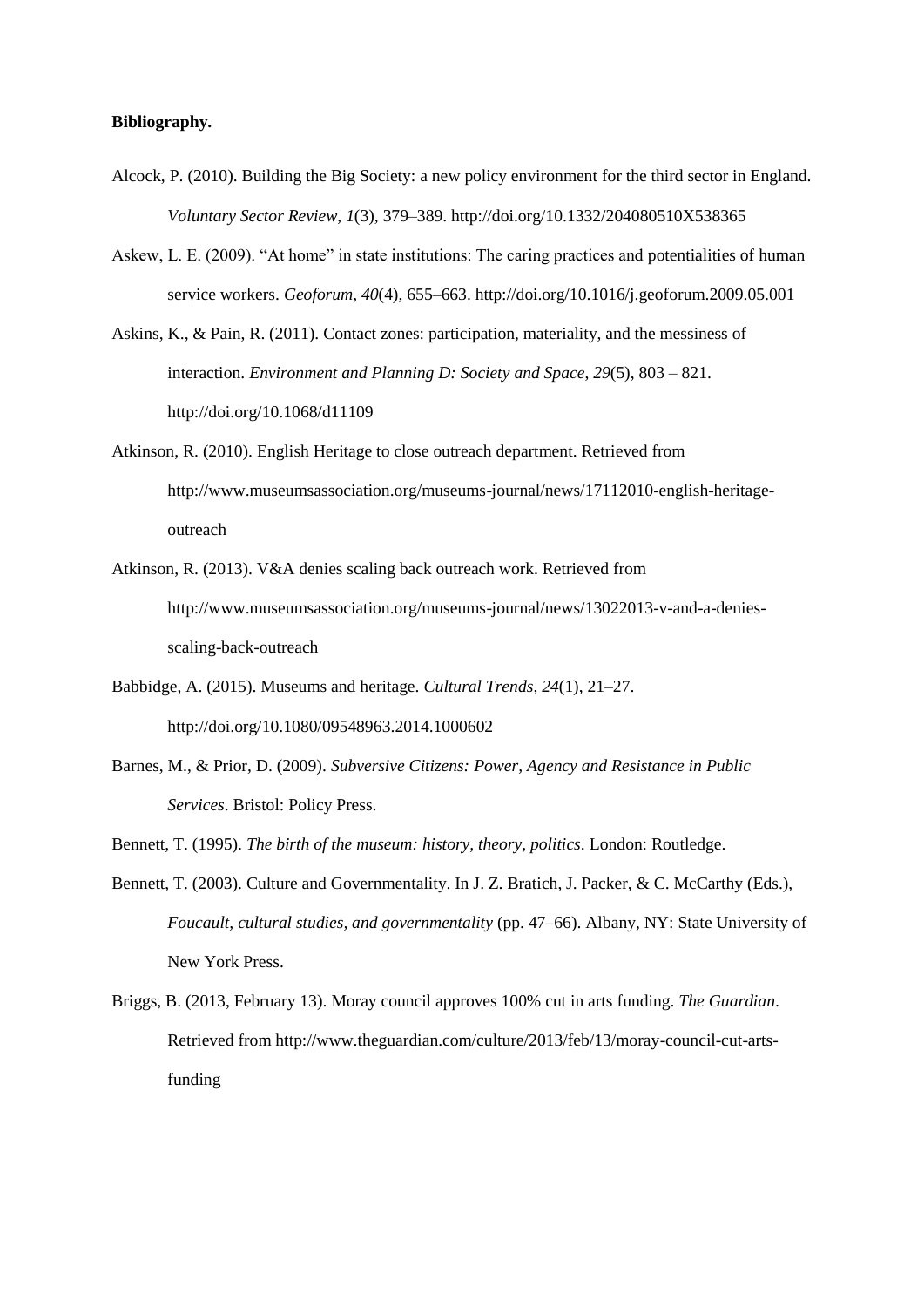**Bibliography.**

Alcock, P. (2010). Building the Big Society: a new policy environment for the third sector in England. *Voluntary Sector Review*, *1*(3), 379–389. http://doi.org/10.1332/204080510X538365

Askew, L. E. (2009). "At home" in state institutions: The caring practices and potentialities of human service workers. *Geoforum*, *40*(4), 655–663. http://doi.org/10.1016/j.geoforum.2009.05.001

Askins, K., & Pain, R. (2011). Contact zones: participation, materiality, and the messiness of interaction. *Environment and Planning D: Society and Space*, *29*(5), 803 – 821. http://doi.org/10.1068/d11109

Atkinson, R. (2010). English Heritage to close outreach department. Retrieved from http://www.museumsassociation.org/museums-journal/news/17112010-english-heritage-outreach

Atkinson, R. (2013). V&A denies scaling back outreach work. Retrieved from http://www.museumsassociation.org/museums-journal/news/13022013-v-and-a-denies-scaling-back-outreach

Babbidge, A. (2015). Museums and heritage. *Cultural Trends*, *24*(1), 21–27. http://doi.org/10.1080/09548963.2014.1000602

Barnes, M., & Prior, D. (2009). *Subversive Citizens: Power, Agency and Resistance in Public Services*. Bristol: Policy Press.

Bennett, T. (1995). *The birth of the museum: history, theory, politics*. London: Routledge.

Bennett, T. (2003). Culture and Governmentality. In J. Z. Bratich, J. Packer, & C. McCarthy (Eds.), *Foucault, cultural studies, and governmentality* (pp. 47–66). Albany, NY: State University of New York Press.

Briggs, B. (2013, February 13). Moray council approves 100% cut in arts funding. *The Guardian*. Retrieved from http://www.theguardian.com/culture/2013/feb/13/moray-council-cut-arts-funding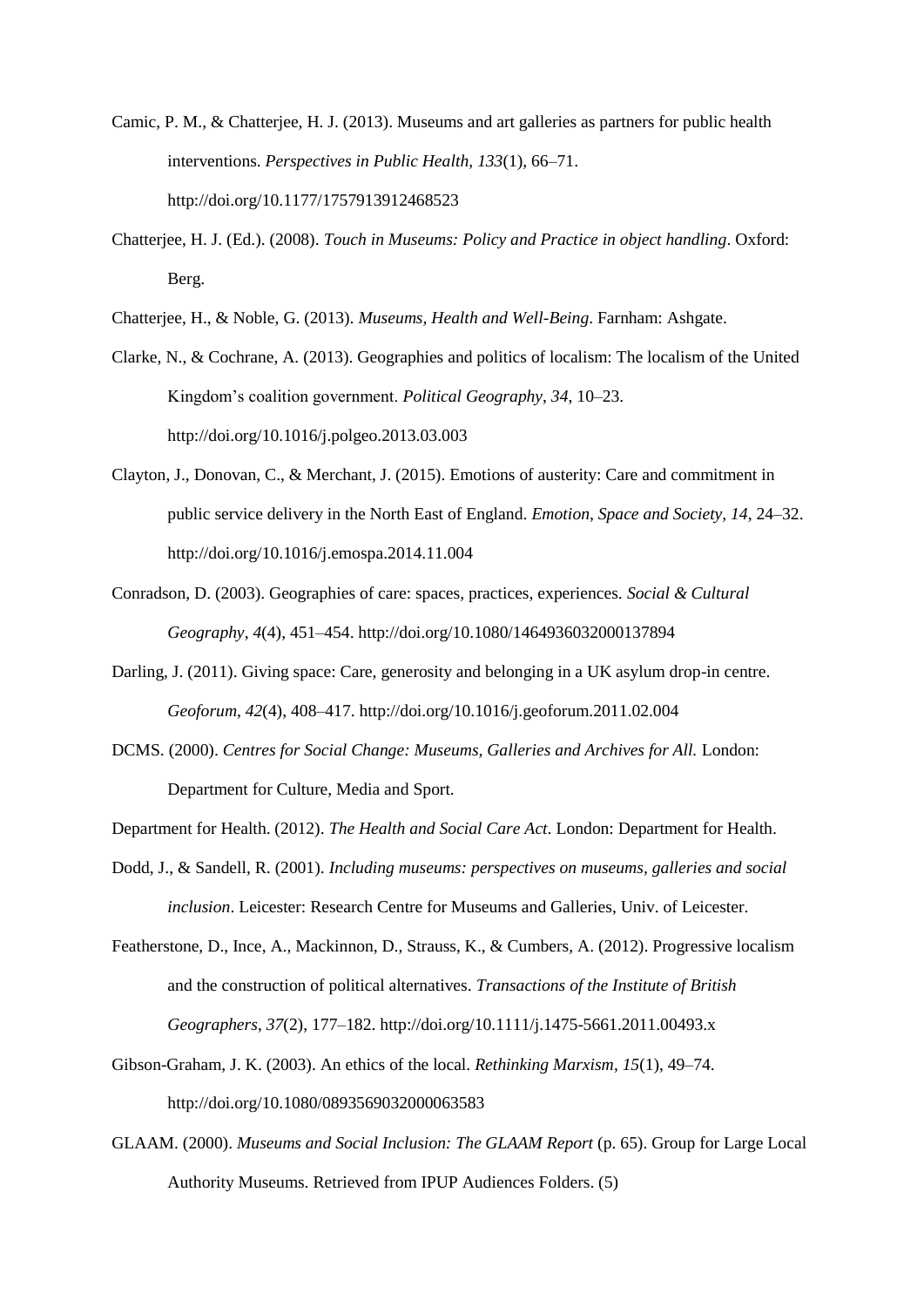Camic, P. M., & Chatterjee, H. J. (2013). Museums and art galleries as partners for public health interventions. *Perspectives in Public Health*, *133*(1), 66–71. http://doi.org/10.1177/1757913912468523

Chatterjee, H. J. (Ed.). (2008). *Touch in Museums: Policy and Practice in object handling*. Oxford: Berg.

Chatterjee, H., & Noble, G. (2013). *Museums, Health and Well-Being*. Farnham: Ashgate.

Clarke, N., & Cochrane, A. (2013). Geographies and politics of localism: The localism of the United Kingdom's coalition government. *Political Geography*, *34*, 10–23. http://doi.org/10.1016/j.polgeo.2013.03.003

Clayton, J., Donovan, C., & Merchant, J. (2015). Emotions of austerity: Care and commitment in public service delivery in the North East of England. *Emotion, Space and Society*, *14*, 24–32. http://doi.org/10.1016/j.emospa.2014.11.004

Conradson, D. (2003). Geographies of care: spaces, practices, experiences. *Social & Cultural Geography*, *4*(4), 451–454. http://doi.org/10.1080/1464936032000137894

Darling, J. (2011). Giving space: Care, generosity and belonging in a UK asylum drop-in centre. *Geoforum*, *42*(4), 408–417. http://doi.org/10.1016/j.geoforum.2011.02.004

DCMS. (2000). *Centres for Social Change: Museums, Galleries and Archives for All.* London: Department for Culture, Media and Sport.

Department for Health. (2012). *The Health and Social Care Act*. London: Department for Health.

Dodd, J., & Sandell, R. (2001). *Including museums: perspectives on museums, galleries and social inclusion*. Leicester: Research Centre for Museums and Galleries, Univ. of Leicester.

Featherstone, D., Ince, A., Mackinnon, D., Strauss, K., & Cumbers, A. (2012). Progressive localism and the construction of political alternatives. *Transactions of the Institute of British Geographers*, *37*(2), 177–182. http://doi.org/10.1111/j.1475-5661.2011.00493.x

Gibson-Graham, J. K. (2003). An ethics of the local. *Rethinking Marxism*, *15*(1), 49–74. http://doi.org/10.1080/0893569032000063583

GLAAM. (2000). *Museums and Social Inclusion: The GLAAM Report* (p. 65). Group for Large Local Authority Museums. Retrieved from IPUP Audiences Folders. (5)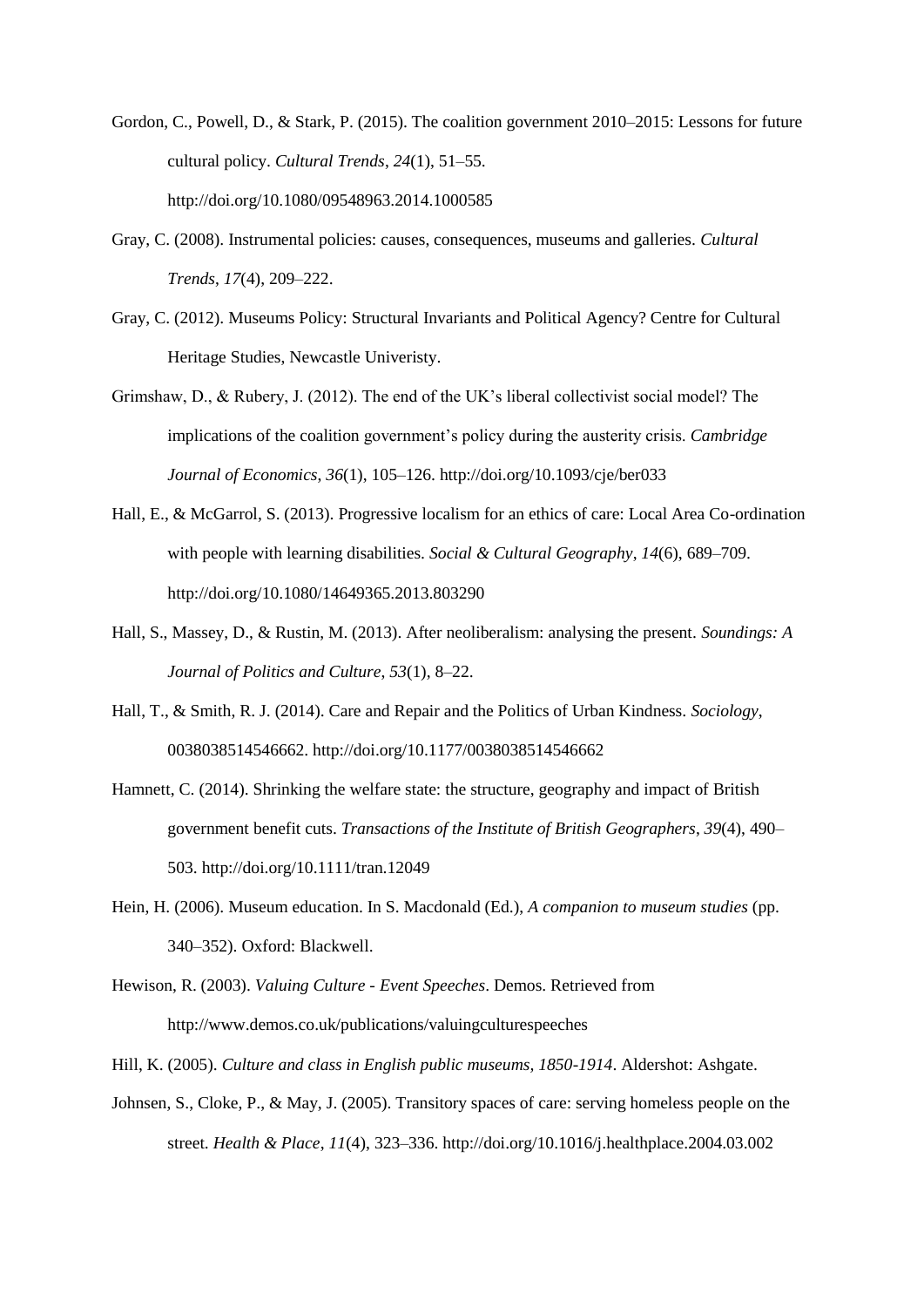Gordon, C., Powell, D., & Stark, P. (2015). The coalition government 2010–2015: Lessons for future cultural policy. *Cultural Trends*, *24*(1), 51–55. http://doi.org/10.1080/09548963.2014.1000585

Gray, C. (2008). Instrumental policies: causes, consequences, museums and galleries. *Cultural Trends*, *17*(4), 209–222.

Gray, C. (2012). Museums Policy: Structural Invariants and Political Agency? Centre for Cultural Heritage Studies, Newcastle Univeristy.

Grimshaw, D., & Rubery, J. (2012). The end of the UK's liberal collectivist social model? The implications of the coalition government's policy during the austerity crisis. *Cambridge Journal of Economics*, *36*(1), 105–126. http://doi.org/10.1093/cje/ber033

Hall, E., & McGarrol, S. (2013). Progressive localism for an ethics of care: Local Area Co-ordination with people with learning disabilities. *Social & Cultural Geography*, *14*(6), 689–709. http://doi.org/10.1080/14649365.2013.803290

Hall, S., Massey, D., & Rustin, M. (2013). After neoliberalism: analysing the present. *Soundings: A Journal of Politics and Culture*, *53*(1), 8–22.

Hall, T., & Smith, R. J. (2014). Care and Repair and the Politics of Urban Kindness. *Sociology*, 0038038514546662. http://doi.org/10.1177/0038038514546662

Hamnett, C. (2014). Shrinking the welfare state: the structure, geography and impact of British government benefit cuts. *Transactions of the Institute of British Geographers*, *39*(4), 490–503. http://doi.org/10.1111/tran.12049

Hein, H. (2006). Museum education. In S. Macdonald (Ed.), *A companion to museum studies* (pp. 340–352). Oxford: Blackwell.

Hewison, R. (2003). *Valuing Culture - Event Speeches*. Demos. Retrieved from http://www.demos.co.uk/publications/valuingculturespeeches

Hill, K. (2005). *Culture and class in English public museums, 1850-1914*. Aldershot: Ashgate.

Johnsen, S., Cloke, P., & May, J. (2005). Transitory spaces of care: serving homeless people on the street. *Health & Place*, *11*(4), 323–336. http://doi.org/10.1016/j.healthplace.2004.03.002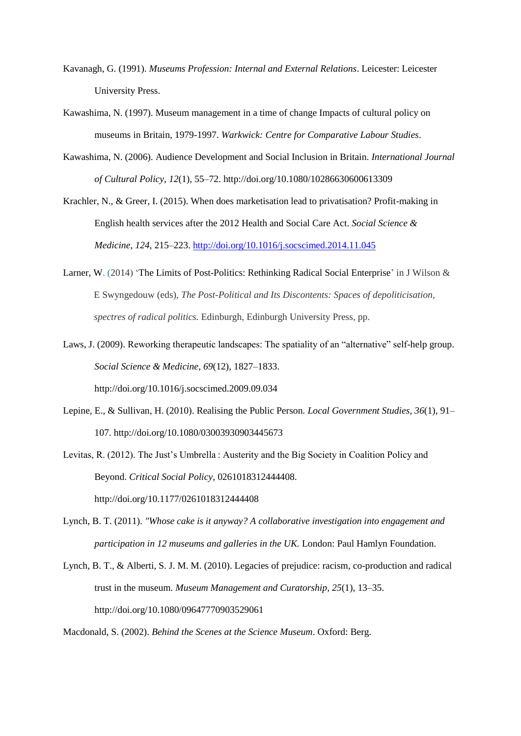Kavanagh, G. (1991). *Museums Profession: Internal and External Relations*. Leicester: Leicester University Press.

Kawashima, N. (1997). Museum management in a time of change Impacts of cultural policy on museums in Britain, 1979-1997. *Warwick: Centre for Comparative Labour Studies*.

Kawashima, N. (2006). Audience Development and Social Inclusion in Britain. *International Journal of Cultural Policy*, *12*(1), 55–72. http://doi.org/10.1080/10286630600613309

Krachler, N., & Greer, I. (2015). When does marketisation lead to privatisation? Profit-making in English health services after the 2012 Health and Social Care Act. *Social Science & Medicine*, *124*, 215–223. http://doi.org/10.1016/j.socscimed.2014.11.045

Larner, W. (2014) 'The Limits of Post-Politics: Rethinking Radical Social Enterprise' in J Wilson & E Swyngedouw (eds), *The Post-Political and Its Discontents: Spaces of depoliticisation, spectres of radical politics.* Edinburgh, Edinburgh University Press, pp.

Laws, J. (2009). Reworking therapeutic landscapes: The spatiality of an "alternative" self-help group. *Social Science & Medicine*, *69*(12), 1827–1833. http://doi.org/10.1016/j.socscimed.2009.09.034

Lepine, E., & Sullivan, H. (2010). Realising the Public Person. *Local Government Studies*, *36*(1), 91–107. http://doi.org/10.1080/03003930903445673

Levitas, R. (2012). The Just's Umbrella : Austerity and the Big Society in Coalition Policy and Beyond. *Critical Social Policy*, 0261018312444408. http://doi.org/10.1177/0261018312444408

Lynch, B. T. (2011). *"Whose cake is it anyway? A collaborative investigation into engagement and participation in 12 museums and galleries in the UK.* London: Paul Hamlyn Foundation.

Lynch, B. T., & Alberti, S. J. M. M. (2010). Legacies of prejudice: racism, co-production and radical trust in the museum. *Museum Management and Curatorship*, *25*(1), 13–35. http://doi.org/10.1080/09647770903529061

Macdonald, S. (2002). *Behind the Scenes at the Science Museum*. Oxford: Berg.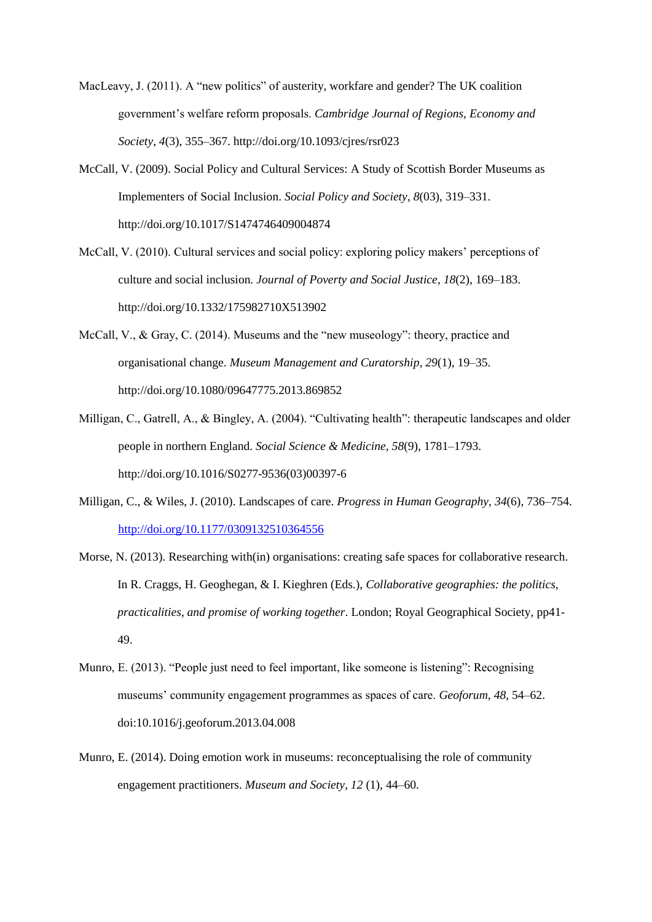MacLeavy, J. (2011). A "new politics" of austerity, workfare and gender? The UK coalition government's welfare reform proposals. *Cambridge Journal of Regions, Economy and Society*, *4*(3), 355–367. http://doi.org/10.1093/cjres/rsr023

McCall, V. (2009). Social Policy and Cultural Services: A Study of Scottish Border Museums as Implementers of Social Inclusion. *Social Policy and Society*, *8*(03), 319–331. http://doi.org/10.1017/S1474746409004874

McCall, V. (2010). Cultural services and social policy: exploring policy makers' perceptions of culture and social inclusion. *Journal of Poverty and Social Justice*, *18*(2), 169–183. http://doi.org/10.1332/175982710X513902

McCall, V., & Gray, C. (2014). Museums and the "new museology": theory, practice and organisational change. *Museum Management and Curatorship*, *29*(1), 19–35. http://doi.org/10.1080/09647775.2013.869852

Milligan, C., Gatrell, A., & Bingley, A. (2004). "Cultivating health": therapeutic landscapes and older people in northern England. *Social Science & Medicine*, *58*(9), 1781–1793. http://doi.org/10.1016/S0277-9536(03)00397-6

Milligan, C., & Wiles, J. (2010). Landscapes of care. *Progress in Human Geography*, *34*(6), 736–754. http://doi.org/10.1177/0309132510364556

Morse, N. (2013). Researching with(in) organisations: creating safe spaces for collaborative research. In R. Craggs, H. Geoghegan, & I. Kieghren (Eds.), *Collaborative geographies: the politics, practicalities, and promise of working together*. London; Royal Geographical Society, pp41-49.

Munro, E. (2013). "People just need to feel important, like someone is listening": Recognising museums' community engagement programmes as spaces of care. *Geoforum*, *48*, 54–62. doi:10.1016/j.geoforum.2013.04.008

Munro, E. (2014). Doing emotion work in museums: reconceptualising the role of community engagement practitioners. *Museum and Society*, *12* (1), 44–60.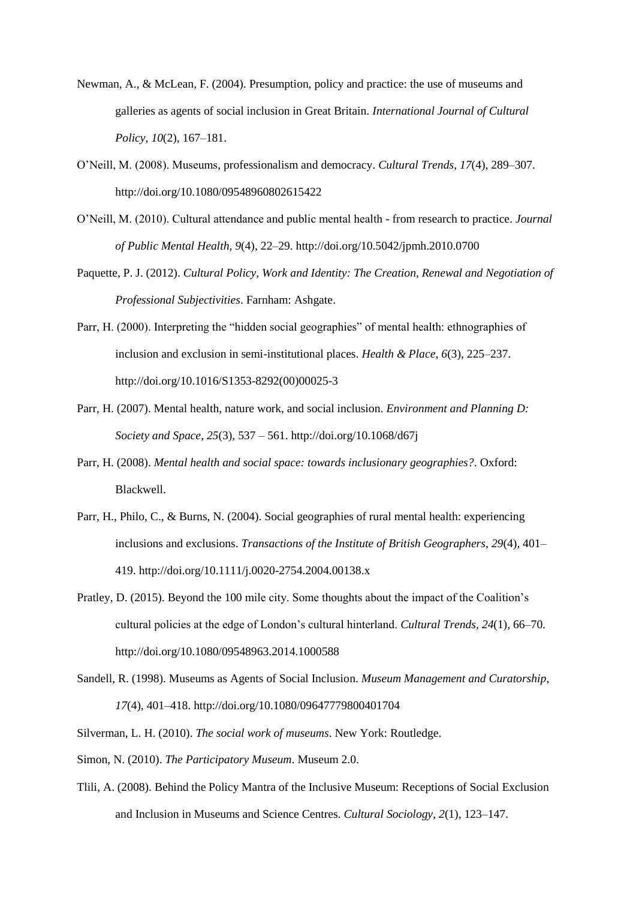Newman, A., & McLean, F. (2004). Presumption, policy and practice: the use of museums and galleries as agents of social inclusion in Great Britain. *International Journal of Cultural Policy*, *10*(2), 167–181.

O'Neill, M. (2008). Museums, professionalism and democracy. *Cultural Trends*, *17*(4), 289–307. http://doi.org/10.1080/09548960802615422

O'Neill, M. (2010). Cultural attendance and public mental health - from research to practice. *Journal of Public Mental Health, 9*(4), 22–29. http://doi.org/10.5042/jpmh.2010.0700

Paquette, P. J. (2012). *Cultural Policy, Work and Identity: The Creation, Renewal and Negotiation of Professional Subjectivities*. Farnham: Ashgate.

Parr, H. (2000). Interpreting the "hidden social geographies" of mental health: ethnographies of inclusion and exclusion in semi-institutional places. *Health & Place*, *6*(3), 225–237. http://doi.org/10.1016/S1353-8292(00)00025-3

Parr, H. (2007). Mental health, nature work, and social inclusion. *Environment and Planning D: Society and Space*, *25*(3), 537 – 561. http://doi.org/10.1068/d67j

Parr, H. (2008). *Mental health and social space: towards inclusionary geographies?*. Oxford: Blackwell.

Parr, H., Philo, C., & Burns, N. (2004). Social geographies of rural mental health: experiencing inclusions and exclusions. *Transactions of the Institute of British Geographers*, *29*(4), 401–419. http://doi.org/10.1111/j.0020-2754.2004.00138.x

Pratley, D. (2015). Beyond the 100 mile city. Some thoughts about the impact of the Coalition's cultural policies at the edge of London's cultural hinterland. *Cultural Trends*, *24*(1), 66–70. http://doi.org/10.1080/09548963.2014.1000588

Sandell, R. (1998). Museums as Agents of Social Inclusion. *Museum Management and Curatorship*, *17*(4), 401–418. http://doi.org/10.1080/09647779800401704

Silverman, L. H. (2010). *The social work of museums*. New York: Routledge.

Simon, N. (2010). *The Participatory Museum*. Museum 2.0.

Tlili, A. (2008). Behind the Policy Mantra of the Inclusive Museum: Receptions of Social Exclusion and Inclusion in Museums and Science Centres. *Cultural Sociology*, *2*(1), 123–147.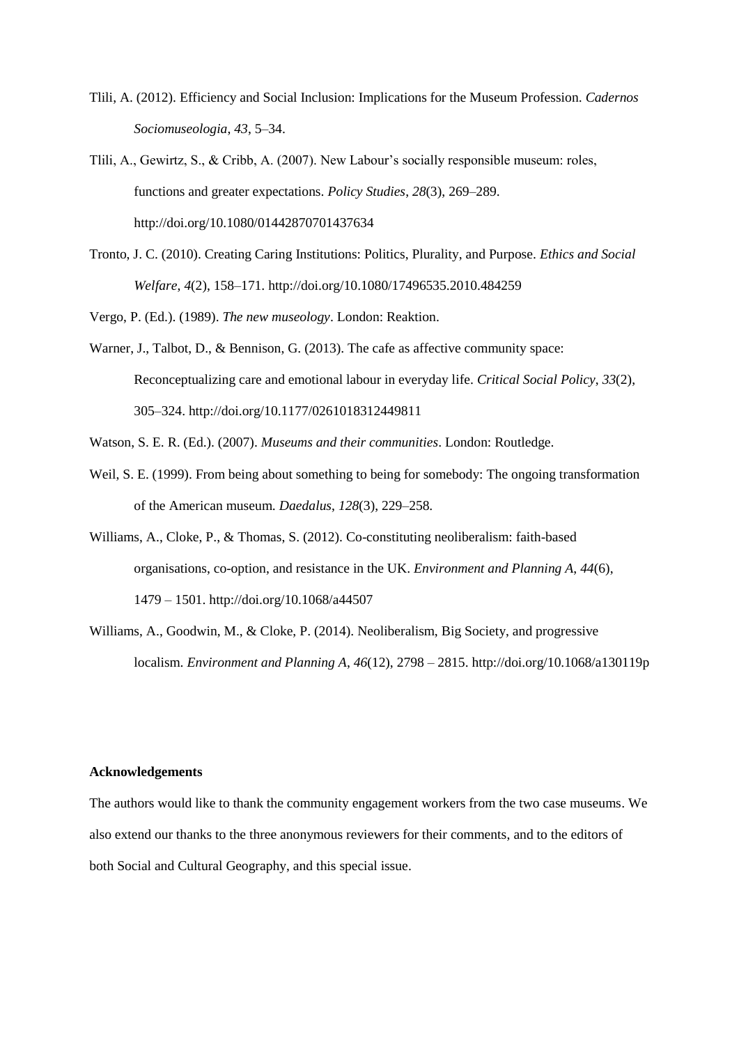Tlili, A. (2012). Efficiency and Social Inclusion: Implications for the Museum Profession. *Cadernos Sociomuseologia*, *43*, 5–34.

Tlili, A., Gewirtz, S., & Cribb, A. (2007). New Labour's socially responsible museum: roles, functions and greater expectations. *Policy Studies*, *28*(3), 269–289. http://doi.org/10.1080/01442870701437634

Tronto, J. C. (2010). Creating Caring Institutions: Politics, Plurality, and Purpose. *Ethics and Social Welfare*, *4*(2), 158–171. http://doi.org/10.1080/17496535.2010.484259

Vergo, P. (Ed.). (1989). *The new museology*. London: Reaktion.

Warner, J., Talbot, D., & Bennison, G. (2013). The cafe as affective community space: Reconceptualizing care and emotional labour in everyday life. *Critical Social Policy*, *33*(2), 305–324. http://doi.org/10.1177/0261018312449811

Watson, S. E. R. (Ed.). (2007). *Museums and their communities*. London: Routledge.

Weil, S. E. (1999). From being about something to being for somebody: The ongoing transformation of the American museum. *Daedalus*, *128*(3), 229–258.

Williams, A., Cloke, P., & Thomas, S. (2012). Co-constituting neoliberalism: faith-based organisations, co-option, and resistance in the UK. *Environment and Planning A*, *44*(6), 1479 – 1501. http://doi.org/10.1068/a44507

Williams, A., Goodwin, M., & Cloke, P. (2014). Neoliberalism, Big Society, and progressive localism. *Environment and Planning A*, *46*(12), 2798 – 2815. http://doi.org/10.1068/a130119p

**Acknowledgements**

The authors would like to thank the community engagement workers from the two case museums. We also extend our thanks to the three anonymous reviewers for their comments, and to the editors of both Social and Cultural Geography, and this special issue.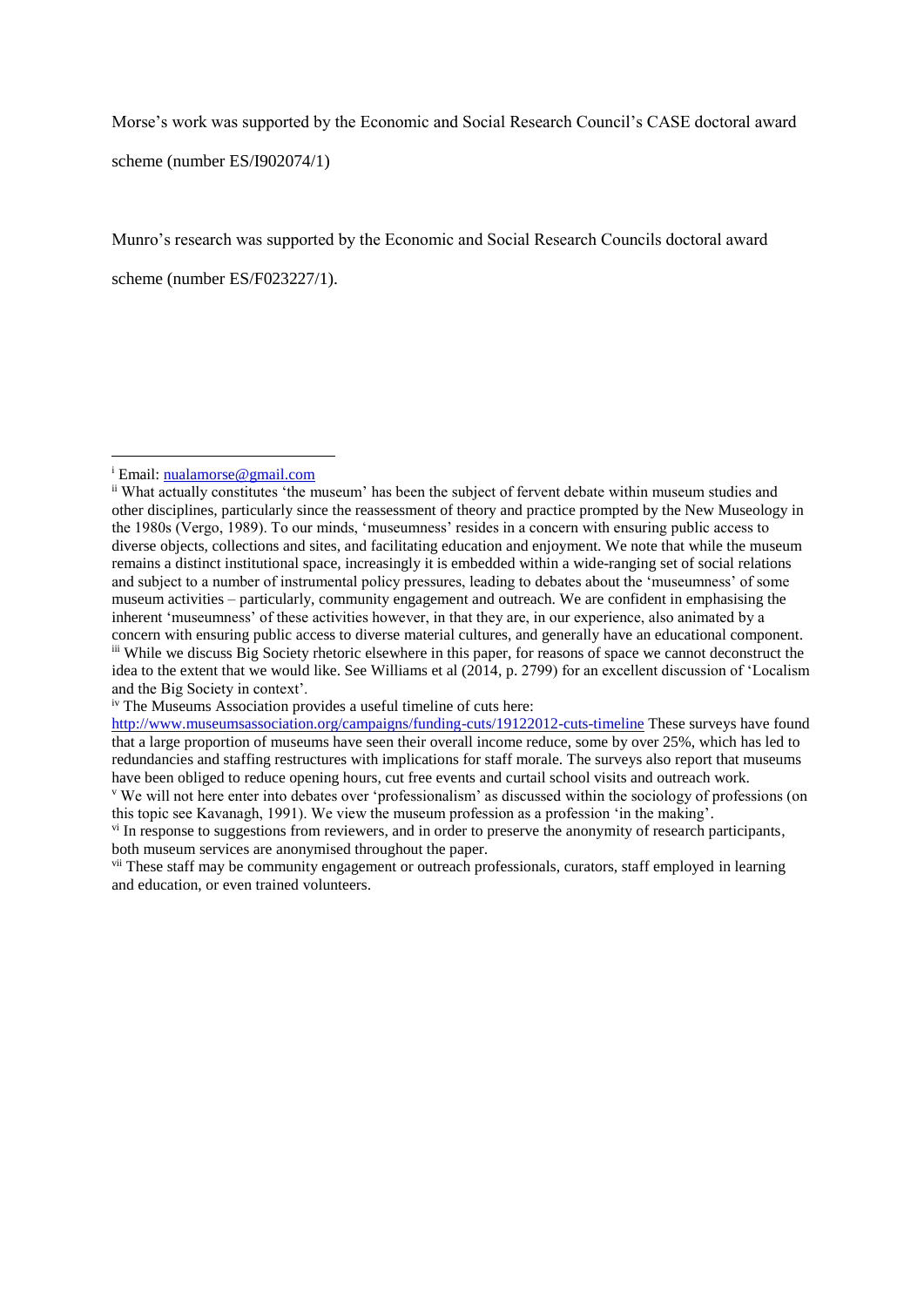Morse's work was supported by the Economic and Social Research Council's CASE doctoral award scheme (number ES/I902074/1)

Munro's research was supported by the Economic and Social Research Councils doctoral award scheme (number ES/F023227/1).

---

[i] Email: nualamorse@gmail.com

[ii] What actually constitutes 'the museum' has been the subject of fervent debate within museum studies and other disciplines, particularly since the reassessment of theory and practice prompted by the New Museology in the 1980s (Vergo, 1989). To our minds, 'museumness' resides in a concern with ensuring public access to diverse objects, collections and sites, and facilitating education and enjoyment. We note that while the museum remains a distinct institutional space, increasingly it is embedded within a wide-ranging set of social relations and subject to a number of instrumental policy pressures, leading to debates about the 'museumness' of some museum activities – particularly, community engagement and outreach. We are confident in emphasising the inherent 'museumness' of these activities however, in that they are, in our experience, also animated by a concern with ensuring public access to diverse material cultures, and generally have an educational component.

[iii] While we discuss Big Society rhetoric elsewhere in this paper, for reasons of space we cannot deconstruct the idea to the extent that we would like. See Williams et al (2014, p. 2799) for an excellent discussion of 'Localism and the Big Society in context'.

[iv] The Museums Association provides a useful timeline of cuts here: http://www.museumsassociation.org/campaigns/funding-cuts/19122012-cuts-timeline These surveys have found that a large proportion of museums have seen their overall income reduce, some by over 25%, which has led to redundancies and staffing restructures with implications for staff morale. The surveys also report that museums have been obliged to reduce opening hours, cut free events and curtail school visits and outreach work.

[v] We will not here enter into debates over 'professionalism' as discussed within the sociology of professions (on this topic see Kavanagh, 1991). We view the museum profession as a profession 'in the making'.

[vi] In response to suggestions from reviewers, and in order to preserve the anonymity of research participants, both museum services are anonymised throughout the paper.

[vii] These staff may be community engagement or outreach professionals, curators, staff employed in learning and education, or even trained volunteers.